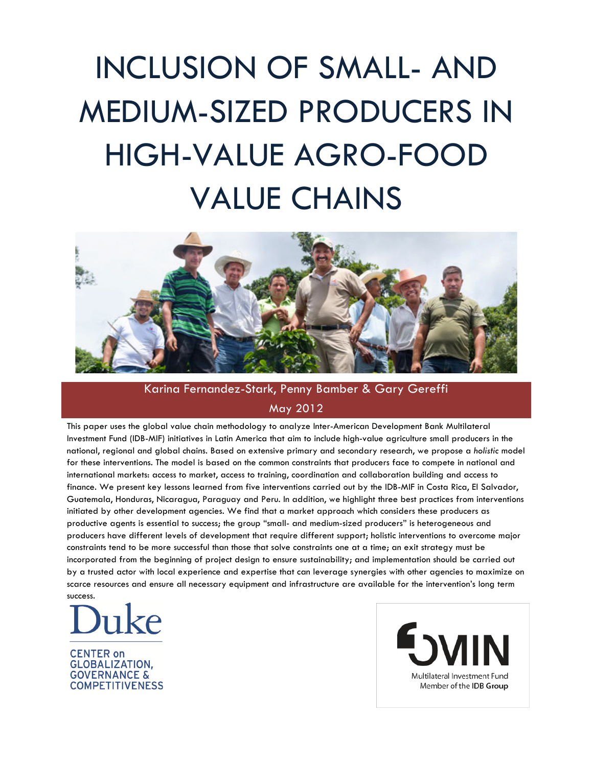# INCLUSION OF SMALL- AND MEDIUM-SIZED PRODUCERS IN HIGH-VALUE AGRO-FOOD VALUE CHAINS

Karina Fernandez-Stark, Penny Bamber & Gary Gereffi

May 2012

This paper uses the global value chain methodology to analyze Inter-American Development Bank Multilateral Investment Fund (IDB-MIF) initiatives in Latin America that aim to include high-value agriculture small producers in the national, regional and global chains. Based on extensive primary and secondary research, we propose a *holistic* model for these interventions. The model is based on the common constraints that producers face to compete in national and international markets: access to market, access to training, coordination and collaboration building and access to finance. We present key lessons learned from five interventions carried out by the IDB-MIF in Costa Rica, El Salvador, Guatemala, Honduras, Nicaragua, Paraguay and Peru. In addition, we highlight three best practices from interventions initiated by other development agencies. We find that a market approach which considers these producers as productive agents is essential to success; the group "small- and medium-sized producers" is heterogeneous and producers have different levels of development that require different support; holistic interventions to overcome major constraints tend to be more successful than those that solve constraints one at a time; an exit strategy must be incorporated from the beginning of project design to ensure sustainability; and implementation should be carried out by a trusted actor with local experience and expertise that can leverage synergies with other agencies to maximize on scarce resources and ensure all necessary equipment and infrastructure are available for the intervention's long term success.

Duke

CENTER on GLOBALIZATION, GOVERNANCE & COMPETITIVENESS

FOMIN

Multilateral Investment Fund
Member of the IDB Group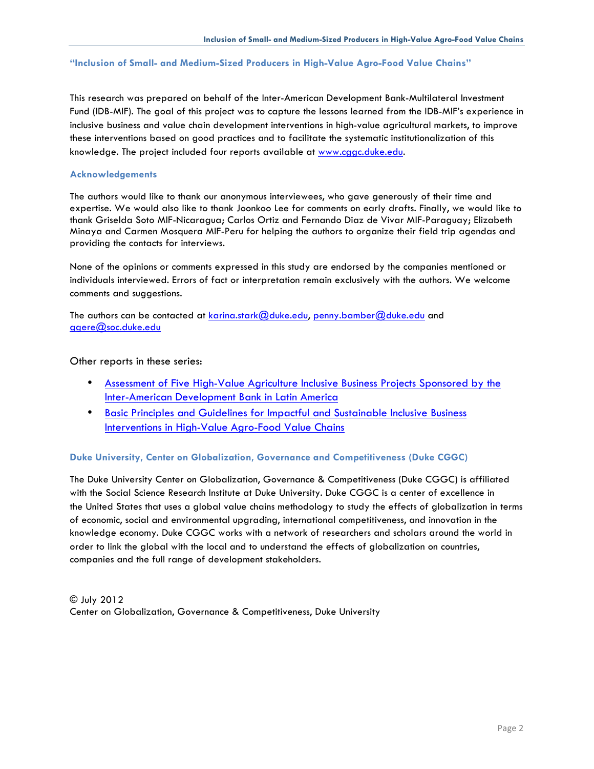## "Inclusion of Small- and Medium-Sized Producers in High-Value Agro-Food Value Chains"

This research was prepared on behalf of the Inter-American Development Bank-Multilateral Investment Fund (IDB-MIF). The goal of this project was to capture the lessons learned from the IDB-MIF's experience in inclusive business and value chain development interventions in high-value agricultural markets, to improve these interventions based on good practices and to facilitate the systematic institutionalization of this knowledge. The project included four reports available at www.cggc.duke.edu.

### Acknowledgements

The authors would like to thank our anonymous interviewees, who gave generously of their time and expertise. We would also like to thank Joonkoo Lee for comments on early drafts. Finally, we would like to thank Griselda Soto MIF-Nicaragua; Carlos Ortiz and Fernando Diaz de Vivar MIF-Paraguay; Elizabeth Minaya and Carmen Mosquera MIF-Peru for helping the authors to organize their field trip agendas and providing the contacts for interviews.

None of the opinions or comments expressed in this study are endorsed by the companies mentioned or individuals interviewed. Errors of fact or interpretation remain exclusively with the authors. We welcome comments and suggestions.

The authors can be contacted at karina.stark@duke.edu, penny.bamber@duke.edu and ggere@soc.duke.edu

Other reports in these series:

- Assessment of Five High-Value Agriculture Inclusive Business Projects Sponsored by the Inter-American Development Bank in Latin America
- Basic Principles and Guidelines for Impactful and Sustainable Inclusive Business Interventions in High-Value Agro-Food Value Chains

### Duke University, Center on Globalization, Governance and Competitiveness (Duke CGGC)

The Duke University Center on Globalization, Governance & Competitiveness (Duke CGGC) is affiliated with the Social Science Research Institute at Duke University. Duke CGGC is a center of excellence in the United States that uses a global value chains methodology to study the effects of globalization in terms of economic, social and environmental upgrading, international competitiveness, and innovation in the knowledge economy. Duke CGGC works with a network of researchers and scholars around the world in order to link the global with the local and to understand the effects of globalization on countries, companies and the full range of development stakeholders.

© July 2012
Center on Globalization, Governance & Competitiveness, Duke University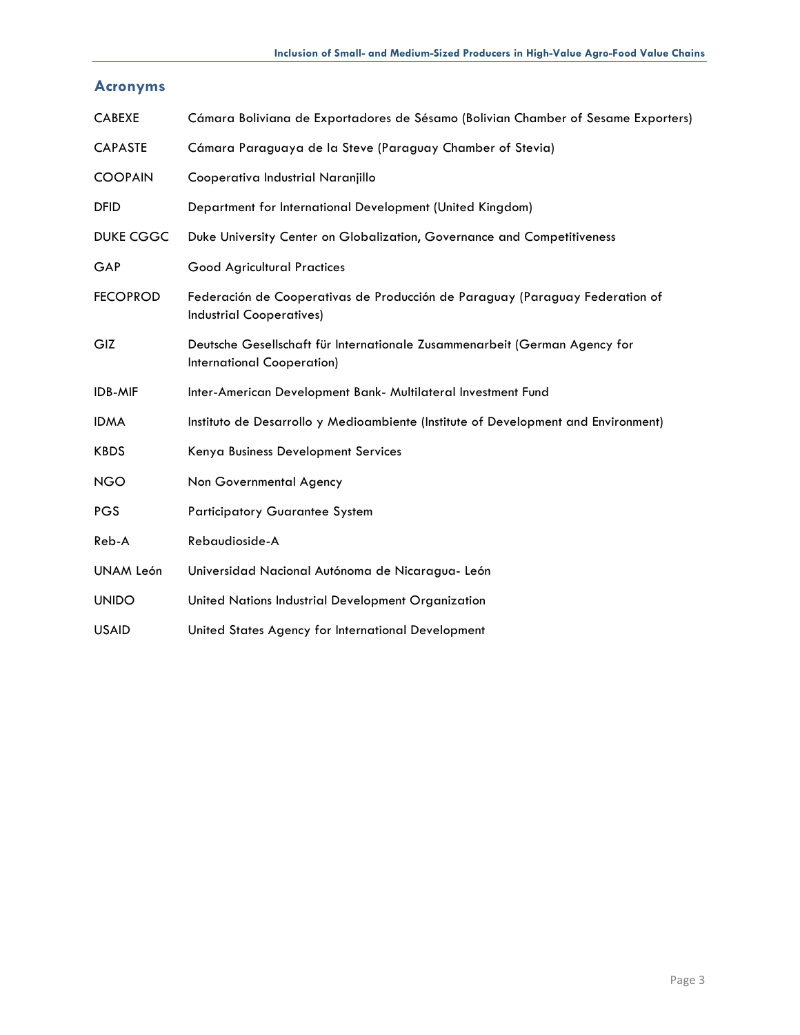## Acronyms

| | |
|---|---|
| CABEXE | Cámara Boliviana de Exportadores de Sésamo (Bolivian Chamber of Sesame Exporters) |
| CAPASTE | Cámara Paraguaya de la Steve (Paraguay Chamber of Stevia) |
| COOPAIN | Cooperativa Industrial Naranjillo |
| DFID | Department for International Development (United Kingdom) |
| DUKE CGGC | Duke University Center on Globalization, Governance and Competitiveness |
| GAP | Good Agricultural Practices |
| FECOPROD | Federación de Cooperativas de Producción de Paraguay (Paraguay Federation of Industrial Cooperatives) |
| GIZ | Deutsche Gesellschaft für Internationale Zusammenarbeit (German Agency for International Cooperation) |
| IDB-MIF | Inter-American Development Bank- Multilateral Investment Fund |
| IDMA | Instituto de Desarrollo y Medioambiente (Institute of Development and Environment) |
| KBDS | Kenya Business Development Services |
| NGO | Non Governmental Agency |
| PGS | Participatory Guarantee System |
| Reb-A | Rebaudioside-A |
| UNAM León | Universidad Nacional Autónoma de Nicaragua- León |
| UNIDO | United Nations Industrial Development Organization |
| USAID | United States Agency for International Development |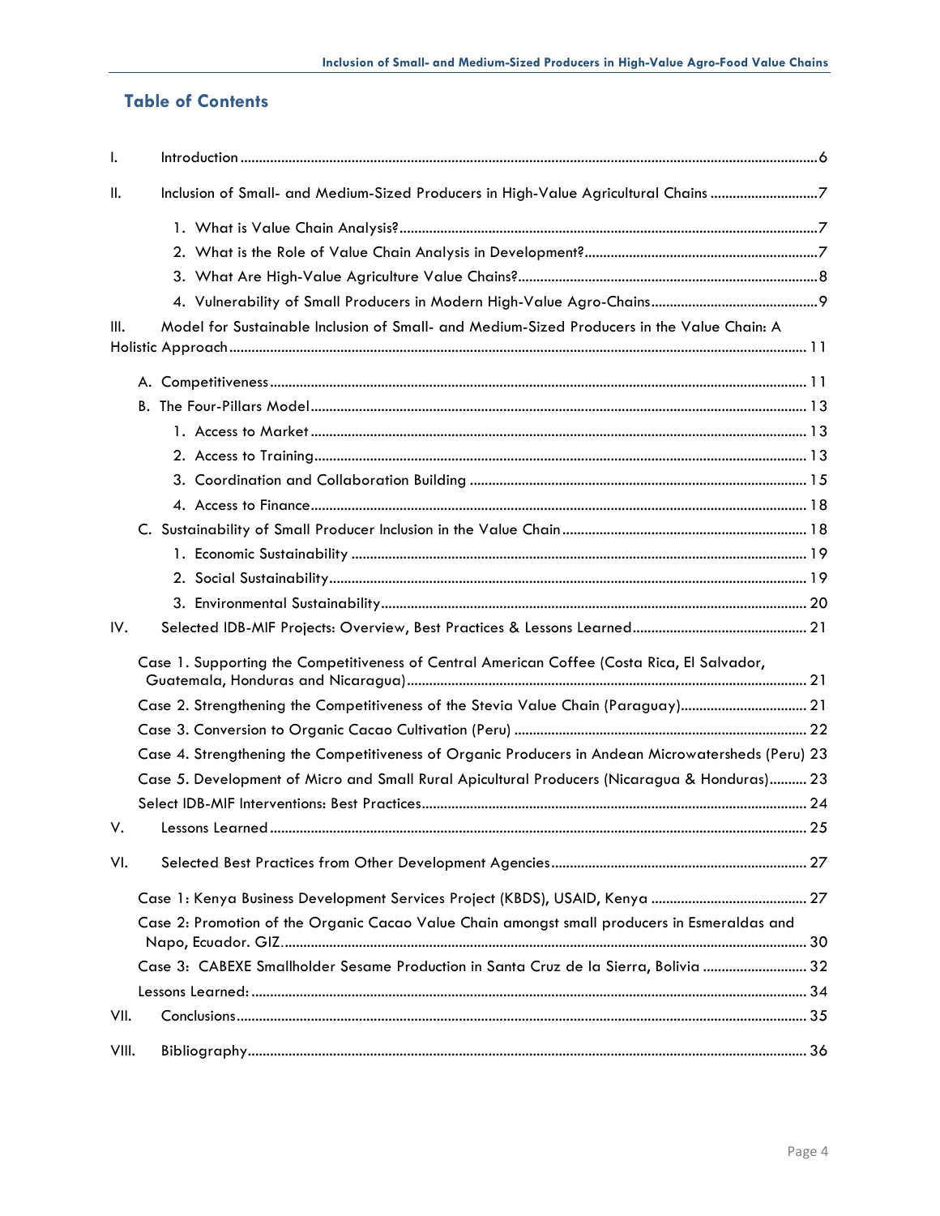## Table of Contents

I. Introduction ..... 6

II. Inclusion of Small- and Medium-Sized Producers in High-Value Agricultural Chains ..... 7

1. What is Value Chain Analysis? ..... 7
2. What is the Role of Value Chain Analysis in Development? ..... 7
3. What Are High-Value Agriculture Value Chains? ..... 8
4. Vulnerability of Small Producers in Modern High-Value Agro-Chains ..... 9

III. Model for Sustainable Inclusion of Small- and Medium-Sized Producers in the Value Chain: A Holistic Approach ..... 11

A. Competitiveness ..... 11

B. The Four-Pillars Model ..... 13

1. Access to Market ..... 13
2. Access to Training ..... 13
3. Coordination and Collaboration Building ..... 15
4. Access to Finance ..... 18

C. Sustainability of Small Producer Inclusion in the Value Chain ..... 18

1. Economic Sustainability ..... 19
2. Social Sustainability ..... 19
3. Environmental Sustainability ..... 20

IV. Selected IDB-MIF Projects: Overview, Best Practices & Lessons Learned ..... 21

Case 1. Supporting the Competitiveness of Central American Coffee (Costa Rica, El Salvador, Guatemala, Honduras and Nicaragua) ..... 21

Case 2. Strengthening the Competitiveness of the Stevia Value Chain (Paraguay) ..... 21

Case 3. Conversion to Organic Cacao Cultivation (Peru) ..... 22

Case 4. Strengthening the Competitiveness of Organic Producers in Andean Microwatersheds (Peru) 23

Case 5. Development of Micro and Small Rural Apicultural Producers (Nicaragua & Honduras) ..... 23

Select IDB-MIF Interventions: Best Practices ..... 24

V. Lessons Learned ..... 25

VI. Selected Best Practices from Other Development Agencies ..... 27

Case 1: Kenya Business Development Services Project (KBDS), USAID, Kenya ..... 27

Case 2: Promotion of the Organic Cacao Value Chain amongst small producers in Esmeraldas and Napo, Ecuador. GIZ ..... 30

Case 3: CABEXE Smallholder Sesame Production in Santa Cruz de la Sierra, Bolivia ..... 32

Lessons Learned: ..... 34

VII. Conclusions ..... 35

VIII. Bibliography ..... 36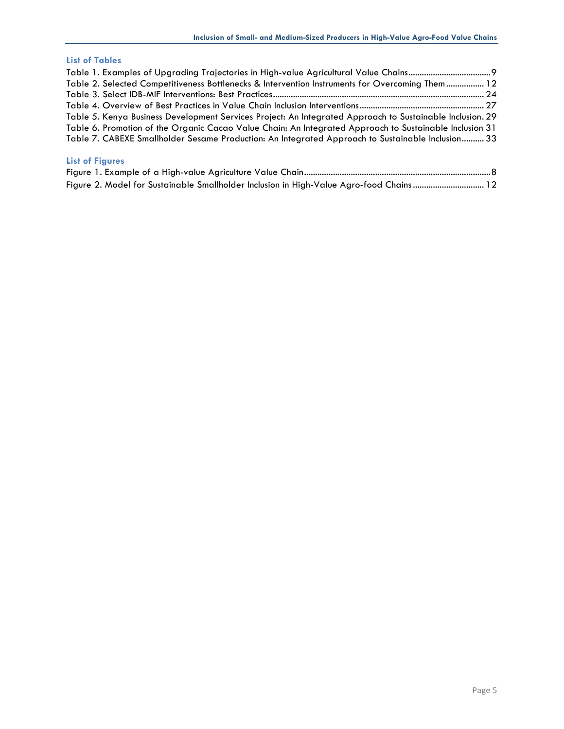## List of Tables

Table 1. Examples of Upgrading Trajectories in High-value Agricultural Value Chains....................................9
Table 2. Selected Competitiveness Bottlenecks & Intervention Instruments for Overcoming Them................. 12
Table 3. Select IDB-MIF Interventions: Best Practices............................................................................................ 24
Table 4. Overview of Best Practices in Value Chain Inclusion Interventions...................................................... 27
Table 5. Kenya Business Development Services Project: An Integrated Approach to Sustainable Inclusion. 29
Table 6. Promotion of the Organic Cacao Value Chain: An Integrated Approach to Sustainable Inclusion 31
Table 7. CABEXE Smallholder Sesame Production: An Integrated Approach to Sustainable Inclusion.......... 33

## List of Figures

Figure 1. Example of a High-value Agriculture Value Chain..................................................................................8
Figure 2. Model for Sustainable Smallholder Inclusion in High-Value Agro-food Chains................................ 12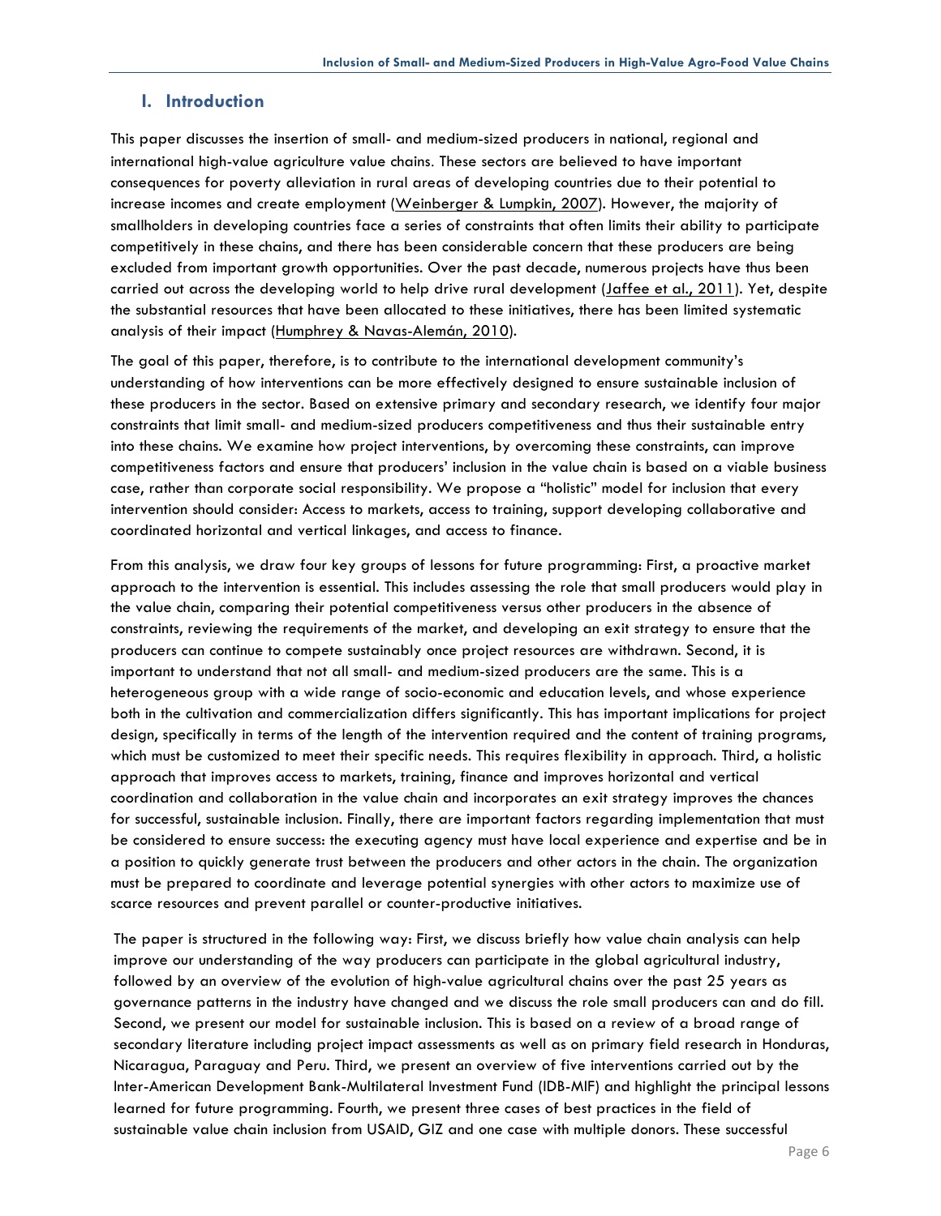## I. Introduction

This paper discusses the insertion of small- and medium-sized producers in national, regional and international high-value agriculture value chains. These sectors are believed to have important consequences for poverty alleviation in rural areas of developing countries due to their potential to increase incomes and create employment (Weinberger & Lumpkin, 2007). However, the majority of smallholders in developing countries face a series of constraints that often limits their ability to participate competitively in these chains, and there has been considerable concern that these producers are being excluded from important growth opportunities. Over the past decade, numerous projects have thus been carried out across the developing world to help drive rural development (Jaffee et al., 2011). Yet, despite the substantial resources that have been allocated to these initiatives, there has been limited systematic analysis of their impact (Humphrey & Navas-Alemán, 2010).

The goal of this paper, therefore, is to contribute to the international development community's understanding of how interventions can be more effectively designed to ensure sustainable inclusion of these producers in the sector. Based on extensive primary and secondary research, we identify four major constraints that limit small- and medium-sized producers competitiveness and thus their sustainable entry into these chains. We examine how project interventions, by overcoming these constraints, can improve competitiveness factors and ensure that producers' inclusion in the value chain is based on a viable business case, rather than corporate social responsibility. We propose a "holistic" model for inclusion that every intervention should consider: Access to markets, access to training, support developing collaborative and coordinated horizontal and vertical linkages, and access to finance.

From this analysis, we draw four key groups of lessons for future programming: First, a proactive market approach to the intervention is essential. This includes assessing the role that small producers would play in the value chain, comparing their potential competitiveness versus other producers in the absence of constraints, reviewing the requirements of the market, and developing an exit strategy to ensure that the producers can continue to compete sustainably once project resources are withdrawn. Second, it is important to understand that not all small- and medium-sized producers are the same. This is a heterogeneous group with a wide range of socio-economic and education levels, and whose experience both in the cultivation and commercialization differs significantly. This has important implications for project design, specifically in terms of the length of the intervention required and the content of training programs, which must be customized to meet their specific needs. This requires flexibility in approach. Third, a holistic approach that improves access to markets, training, finance and improves horizontal and vertical coordination and collaboration in the value chain and incorporates an exit strategy improves the chances for successful, sustainable inclusion. Finally, there are important factors regarding implementation that must be considered to ensure success: the executing agency must have local experience and expertise and be in a position to quickly generate trust between the producers and other actors in the chain. The organization must be prepared to coordinate and leverage potential synergies with other actors to maximize use of scarce resources and prevent parallel or counter-productive initiatives.

The paper is structured in the following way: First, we discuss briefly how value chain analysis can help improve our understanding of the way producers can participate in the global agricultural industry, followed by an overview of the evolution of high-value agricultural chains over the past 25 years as governance patterns in the industry have changed and we discuss the role small producers can and do fill. Second, we present our model for sustainable inclusion. This is based on a review of a broad range of secondary literature including project impact assessments as well as on primary field research in Honduras, Nicaragua, Paraguay and Peru. Third, we present an overview of five interventions carried out by the Inter-American Development Bank-Multilateral Investment Fund (IDB-MIF) and highlight the principal lessons learned for future programming. Fourth, we present three cases of best practices in the field of sustainable value chain inclusion from USAID, GIZ and one case with multiple donors. These successful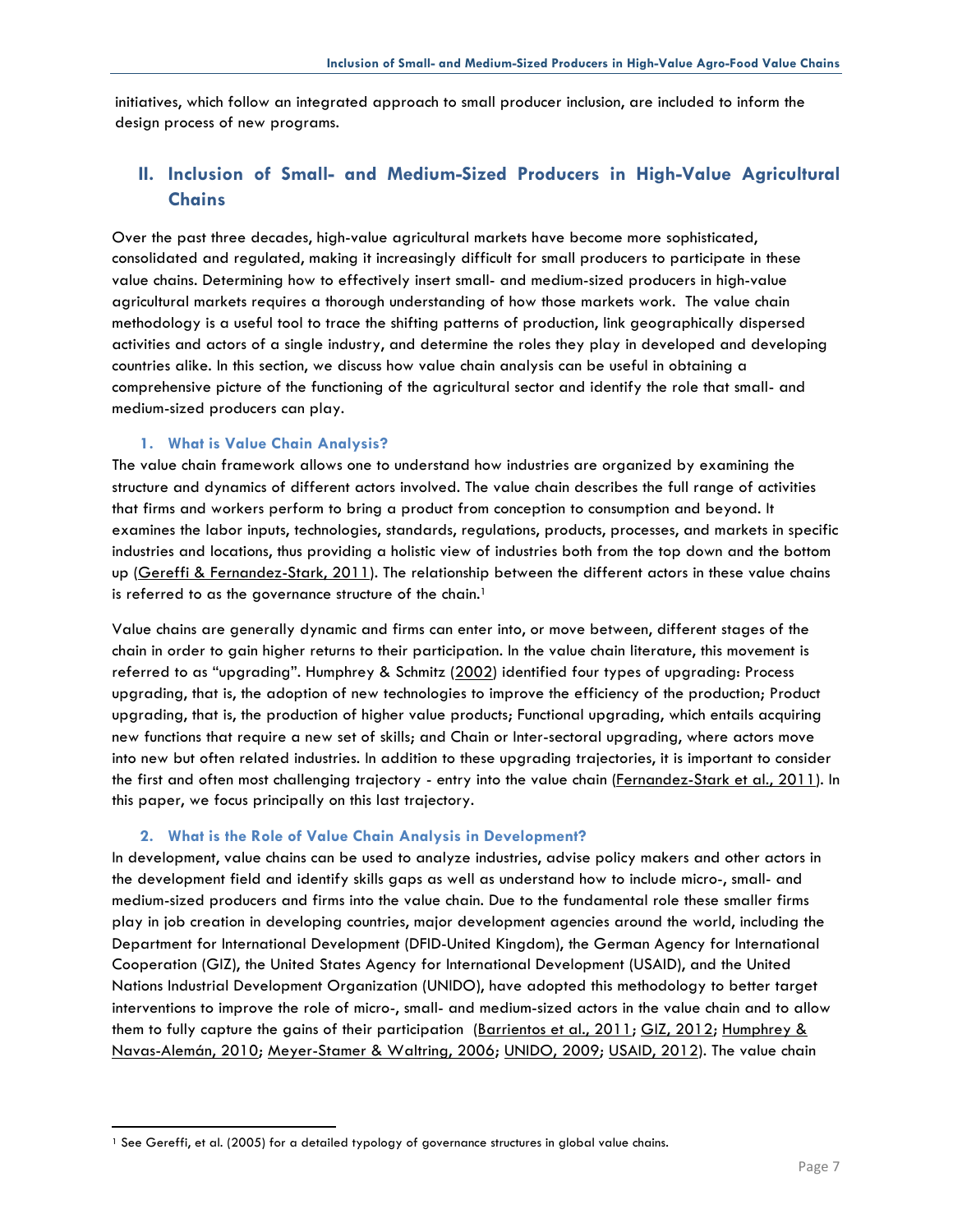initiatives, which follow an integrated approach to small producer inclusion, are included to inform the design process of new programs.

## II. Inclusion of Small- and Medium-Sized Producers in High-Value Agricultural Chains

Over the past three decades, high-value agricultural markets have become more sophisticated, consolidated and regulated, making it increasingly difficult for small producers to participate in these value chains. Determining how to effectively insert small- and medium-sized producers in high-value agricultural markets requires a thorough understanding of how those markets work. The value chain methodology is a useful tool to trace the shifting patterns of production, link geographically dispersed activities and actors of a single industry, and determine the roles they play in developed and developing countries alike. In this section, we discuss how value chain analysis can be useful in obtaining a comprehensive picture of the functioning of the agricultural sector and identify the role that small- and medium-sized producers can play.

### 1. What is Value Chain Analysis?

The value chain framework allows one to understand how industries are organized by examining the structure and dynamics of different actors involved. The value chain describes the full range of activities that firms and workers perform to bring a product from conception to consumption and beyond. It examines the labor inputs, technologies, standards, regulations, products, processes, and markets in specific industries and locations, thus providing a holistic view of industries both from the top down and the bottom up (Gereffi & Fernandez-Stark, 2011). The relationship between the different actors in these value chains is referred to as the governance structure of the chain.[1]

Value chains are generally dynamic and firms can enter into, or move between, different stages of the chain in order to gain higher returns to their participation. In the value chain literature, this movement is referred to as "upgrading". Humphrey & Schmitz (2002) identified four types of upgrading: Process upgrading, that is, the adoption of new technologies to improve the efficiency of the production; Product upgrading, that is, the production of higher value products; Functional upgrading, which entails acquiring new functions that require a new set of skills; and Chain or Inter-sectoral upgrading, where actors move into new but often related industries. In addition to these upgrading trajectories, it is important to consider the first and often most challenging trajectory - entry into the value chain (Fernandez-Stark et al., 2011). In this paper, we focus principally on this last trajectory.

### 2. What is the Role of Value Chain Analysis in Development?

In development, value chains can be used to analyze industries, advise policy makers and other actors in the development field and identify skills gaps as well as understand how to include micro-, small- and medium-sized producers and firms into the value chain. Due to the fundamental role these smaller firms play in job creation in developing countries, major development agencies around the world, including the Department for International Development (DFID-United Kingdom), the German Agency for International Cooperation (GIZ), the United States Agency for International Development (USAID), and the United Nations Industrial Development Organization (UNIDO), have adopted this methodology to better target interventions to improve the role of micro-, small- and medium-sized actors in the value chain and to allow them to fully capture the gains of their participation (Barrientos et al., 2011; GIZ, 2012; Humphrey & Navas-Alemán, 2010; Meyer-Stamer & Waltring, 2006; UNIDO, 2009; USAID, 2012). The value chain

[1] See Gereffi, et al. (2005) for a detailed typology of governance structures in global value chains.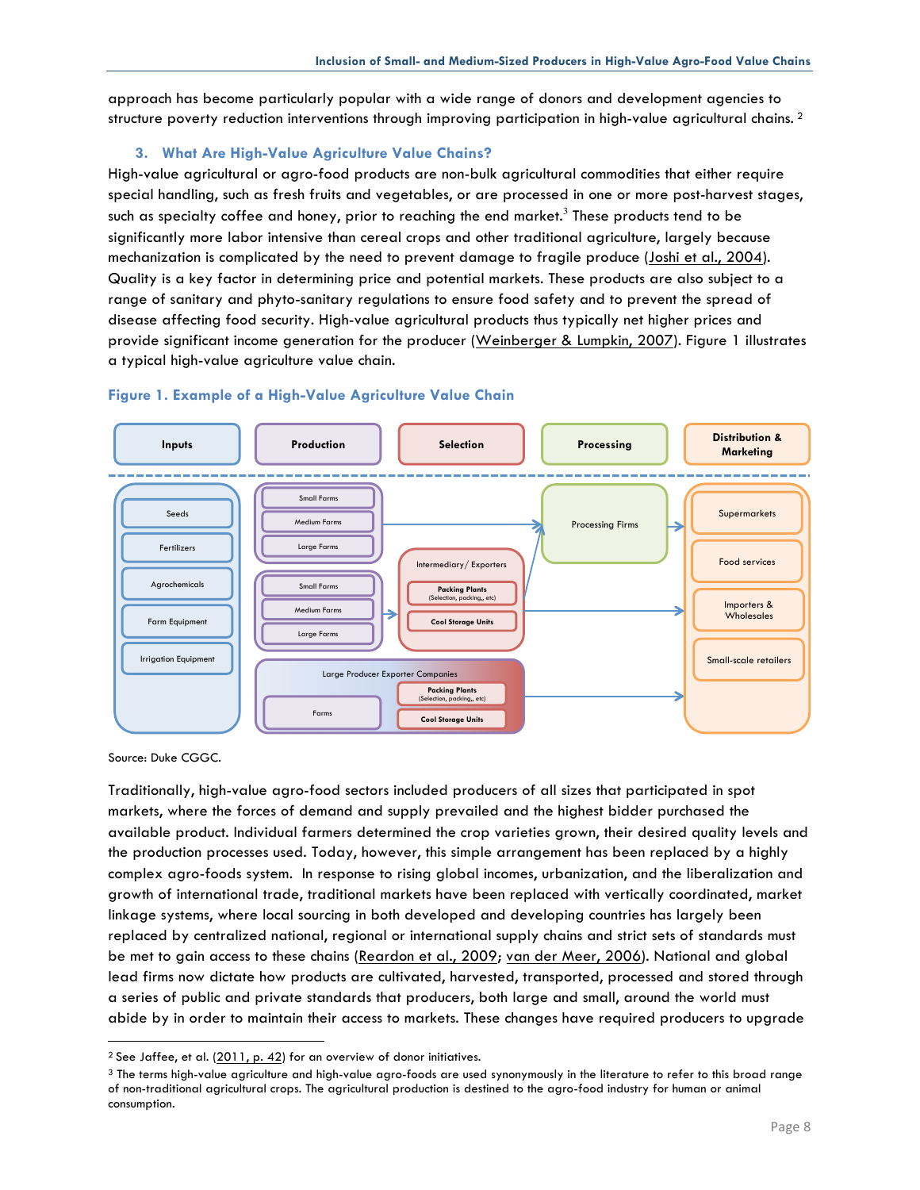approach has become particularly popular with a wide range of donors and development agencies to structure poverty reduction interventions through improving participation in high-value agricultural chains. [2]

### 3. What Are High-Value Agriculture Value Chains?

High-value agricultural or agro-food products are non-bulk agricultural commodities that either require special handling, such as fresh fruits and vegetables, or are processed in one or more post-harvest stages, such as specialty coffee and honey, prior to reaching the end market.[3] These products tend to be significantly more labor intensive than cereal crops and other traditional agriculture, largely because mechanization is complicated by the need to prevent damage to fragile produce (Joshi et al., 2004). Quality is a key factor in determining price and potential markets. These products are also subject to a range of sanitary and phyto-sanitary regulations to ensure food safety and to prevent the spread of disease affecting food security. High-value agricultural products thus typically net higher prices and provide significant income generation for the producer (Weinberger & Lumpkin, 2007). Figure 1 illustrates a typical high-value agriculture value chain.

**Figure 1. Example of a High-Value Agriculture Value Chain**

| Inputs | Production | Selection | Processing | Distribution & Marketing |
|---|---|---|---|---|
| Seeds; Fertilizers; Agrochemicals; Farm Equipment; Irrigation Equipment | Small Farms; Medium Farms; Large Farms → Processing Firms | | Processing Firms → Distribution & Marketing | Supermarkets; Food services; Importers & Wholesales; Small-scale retailers |
| | Small Farms; Medium Farms; Large Farms → Intermediary/ Exporters | Intermediary/ Exporters: Packing Plants (Selection, packing,, etc); Cool Storage Units | → Processing Firms / Distribution & Marketing | |
| | Large Producer Exporter Companies: Farms | Packing Plants (Selection, packing,, etc); Cool Storage Units | → Distribution & Marketing | |

Source: Duke CGGC.

Traditionally, high-value agro-food sectors included producers of all sizes that participated in spot markets, where the forces of demand and supply prevailed and the highest bidder purchased the available product. Individual farmers determined the crop varieties grown, their desired quality levels and the production processes used. Today, however, this simple arrangement has been replaced by a highly complex agro-foods system. In response to rising global incomes, urbanization, and the liberalization and growth of international trade, traditional markets have been replaced with vertically coordinated, market linkage systems, where local sourcing in both developed and developing countries has largely been replaced by centralized national, regional or international supply chains and strict sets of standards must be met to gain access to these chains (Reardon et al., 2009; van der Meer, 2006). National and global lead firms now dictate how products are cultivated, harvested, transported, processed and stored through a series of public and private standards that producers, both large and small, around the world must abide by in order to maintain their access to markets. These changes have required producers to upgrade

---

[2] See Jaffee, et al. (2011, p. 42) for an overview of donor initiatives.

[3] The terms high-value agriculture and high-value agro-foods are used synonymously in the literature to refer to this broad range of non-traditional agricultural crops. The agricultural production is destined to the agro-food industry for human or animal consumption.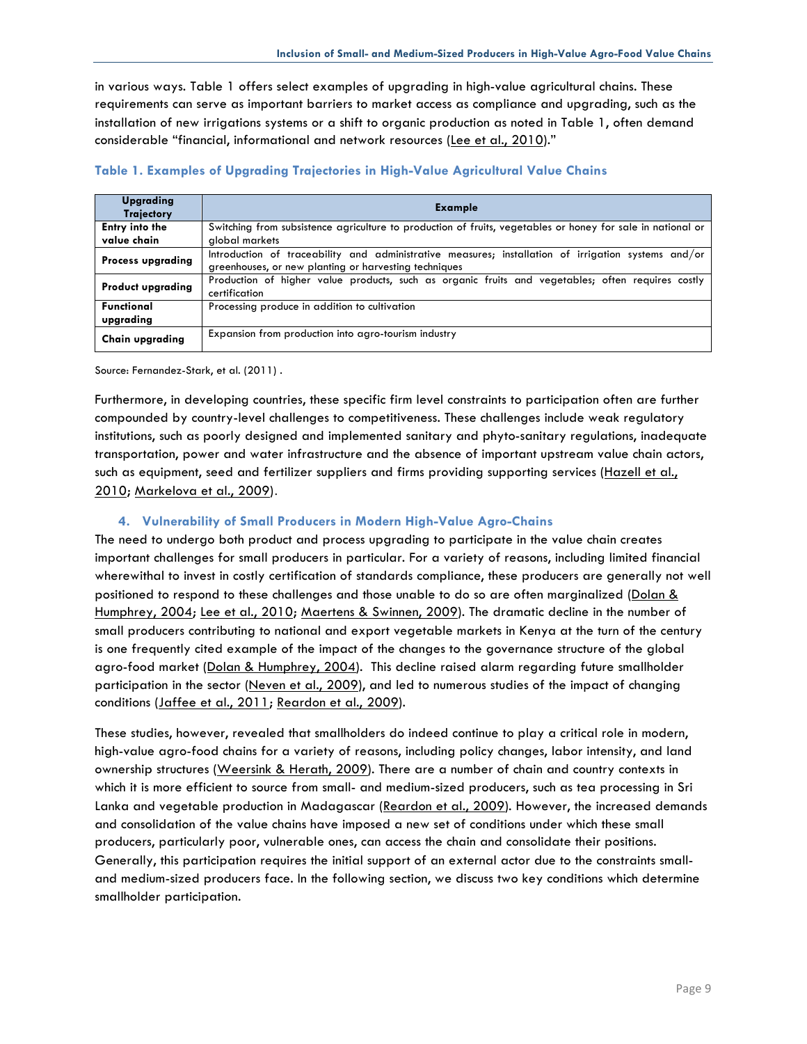in various ways. Table 1 offers select examples of upgrading in high-value agricultural chains. These requirements can serve as important barriers to market access as compliance and upgrading, such as the installation of new irrigations systems or a shift to organic production as noted in Table 1, often demand considerable "financial, informational and network resources (Lee et al., 2010)."

**Table 1. Examples of Upgrading Trajectories in High-Value Agricultural Value Chains**

| Upgrading Trajectory | Example |
|---|---|
| **Entry into the value chain** | Switching from subsistence agriculture to production of fruits, vegetables or honey for sale in national or global markets |
| **Process upgrading** | Introduction of traceability and administrative measures; installation of irrigation systems and/or greenhouses, or new planting or harvesting techniques |
| **Product upgrading** | Production of higher value products, such as organic fruits and vegetables; often requires costly certification |
| **Functional upgrading** | Processing produce in addition to cultivation |
| **Chain upgrading** | Expansion from production into agro-tourism industry |

Source: Fernandez-Stark, et al. (2011) .

Furthermore, in developing countries, these specific firm level constraints to participation often are further compounded by country-level challenges to competitiveness. These challenges include weak regulatory institutions, such as poorly designed and implemented sanitary and phyto-sanitary regulations, inadequate transportation, power and water infrastructure and the absence of important upstream value chain actors, such as equipment, seed and fertilizer suppliers and firms providing supporting services (Hazell et al., 2010; Markelova et al., 2009).

### 4. Vulnerability of Small Producers in Modern High-Value Agro-Chains

The need to undergo both product and process upgrading to participate in the value chain creates important challenges for small producers in particular. For a variety of reasons, including limited financial wherewithal to invest in costly certification of standards compliance, these producers are generally not well positioned to respond to these challenges and those unable to do so are often marginalized (Dolan & Humphrey, 2004; Lee et al., 2010; Maertens & Swinnen, 2009). The dramatic decline in the number of small producers contributing to national and export vegetable markets in Kenya at the turn of the century is one frequently cited example of the impact of the changes to the governance structure of the global agro-food market (Dolan & Humphrey, 2004). This decline raised alarm regarding future smallholder participation in the sector (Neven et al., 2009), and led to numerous studies of the impact of changing conditions (Jaffee et al., 2011; Reardon et al., 2009).

These studies, however, revealed that smallholders do indeed continue to play a critical role in modern, high-value agro-food chains for a variety of reasons, including policy changes, labor intensity, and land ownership structures (Weersink & Herath, 2009). There are a number of chain and country contexts in which it is more efficient to source from small- and medium-sized producers, such as tea processing in Sri Lanka and vegetable production in Madagascar (Reardon et al., 2009). However, the increased demands and consolidation of the value chains have imposed a new set of conditions under which these small producers, particularly poor, vulnerable ones, can access the chain and consolidate their positions. Generally, this participation requires the initial support of an external actor due to the constraints small- and medium-sized producers face. In the following section, we discuss two key conditions which determine smallholder participation.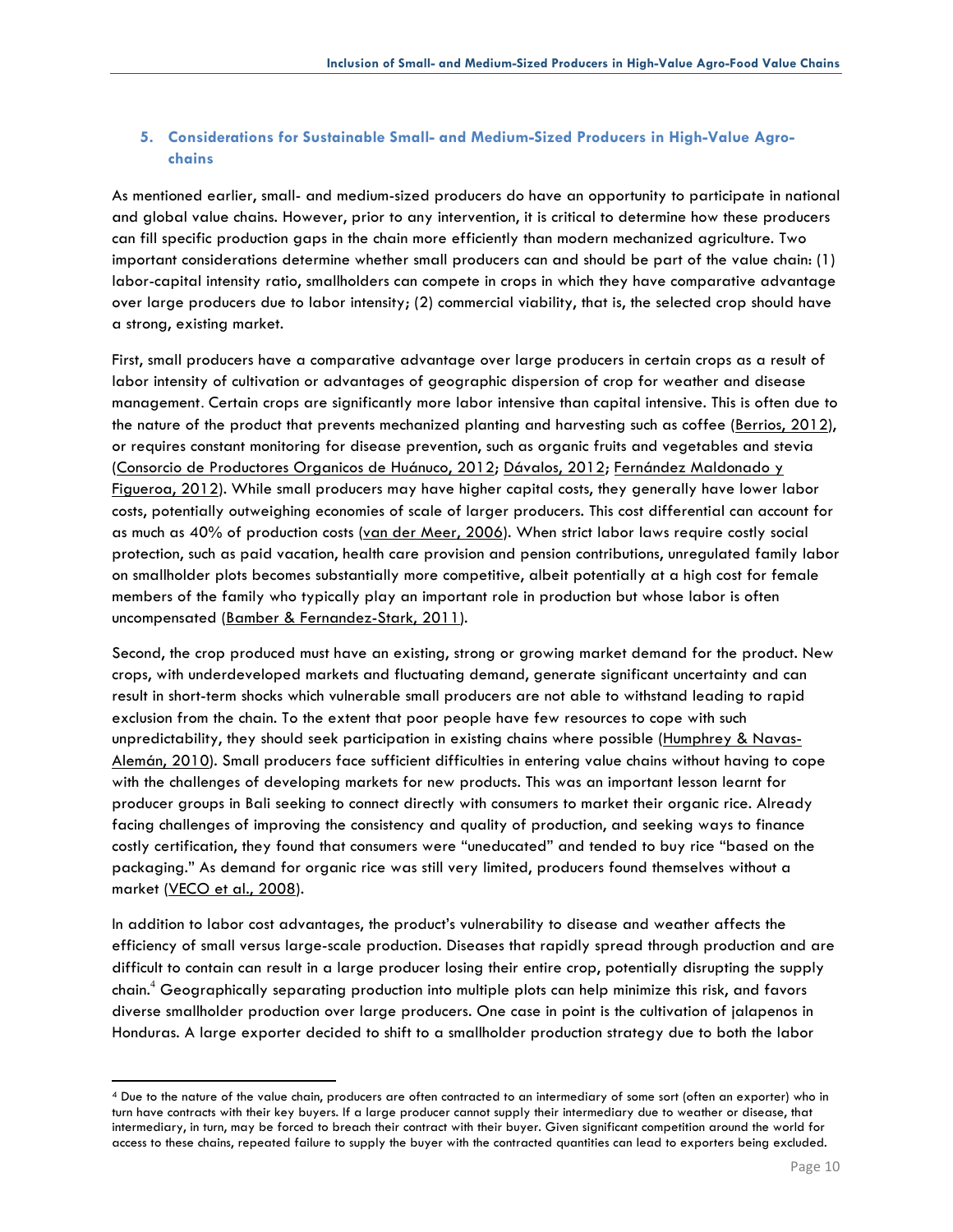## 5. Considerations for Sustainable Small- and Medium-Sized Producers in High-Value Agro-chains

As mentioned earlier, small- and medium-sized producers do have an opportunity to participate in national and global value chains. However, prior to any intervention, it is critical to determine how these producers can fill specific production gaps in the chain more efficiently than modern mechanized agriculture. Two important considerations determine whether small producers can and should be part of the value chain: (1) labor-capital intensity ratio, smallholders can compete in crops in which they have comparative advantage over large producers due to labor intensity; (2) commercial viability, that is, the selected crop should have a strong, existing market.

First, small producers have a comparative advantage over large producers in certain crops as a result of labor intensity of cultivation or advantages of geographic dispersion of crop for weather and disease management. Certain crops are significantly more labor intensive than capital intensive. This is often due to the nature of the product that prevents mechanized planting and harvesting such as coffee (Berrios, 2012), or requires constant monitoring for disease prevention, such as organic fruits and vegetables and stevia (Consorcio de Productores Organicos de Huánuco, 2012; Dávalos, 2012; Fernández Maldonado y Figueroa, 2012). While small producers may have higher capital costs, they generally have lower labor costs, potentially outweighing economies of scale of larger producers. This cost differential can account for as much as 40% of production costs (van der Meer, 2006). When strict labor laws require costly social protection, such as paid vacation, health care provision and pension contributions, unregulated family labor on smallholder plots becomes substantially more competitive, albeit potentially at a high cost for female members of the family who typically play an important role in production but whose labor is often uncompensated (Bamber & Fernandez-Stark, 2011).

Second, the crop produced must have an existing, strong or growing market demand for the product. New crops, with underdeveloped markets and fluctuating demand, generate significant uncertainty and can result in short-term shocks which vulnerable small producers are not able to withstand leading to rapid exclusion from the chain. To the extent that poor people have few resources to cope with such unpredictability, they should seek participation in existing chains where possible (Humphrey & Navas-Alemán, 2010). Small producers face sufficient difficulties in entering value chains without having to cope with the challenges of developing markets for new products. This was an important lesson learnt for producer groups in Bali seeking to connect directly with consumers to market their organic rice. Already facing challenges of improving the consistency and quality of production, and seeking ways to finance costly certification, they found that consumers were "uneducated" and tended to buy rice "based on the packaging." As demand for organic rice was still very limited, producers found themselves without a market (VECO et al., 2008).

In addition to labor cost advantages, the product's vulnerability to disease and weather affects the efficiency of small versus large-scale production. Diseases that rapidly spread through production and are difficult to contain can result in a large producer losing their entire crop, potentially disrupting the supply chain.[4] Geographically separating production into multiple plots can help minimize this risk, and favors diverse smallholder production over large producers. One case in point is the cultivation of jalapenos in Honduras. A large exporter decided to shift to a smallholder production strategy due to both the labor

[4] Due to the nature of the value chain, producers are often contracted to an intermediary of some sort (often an exporter) who in turn have contracts with their key buyers. If a large producer cannot supply their intermediary due to weather or disease, that intermediary, in turn, may be forced to breach their contract with their buyer. Given significant competition around the world for access to these chains, repeated failure to supply the buyer with the contracted quantities can lead to exporters being excluded.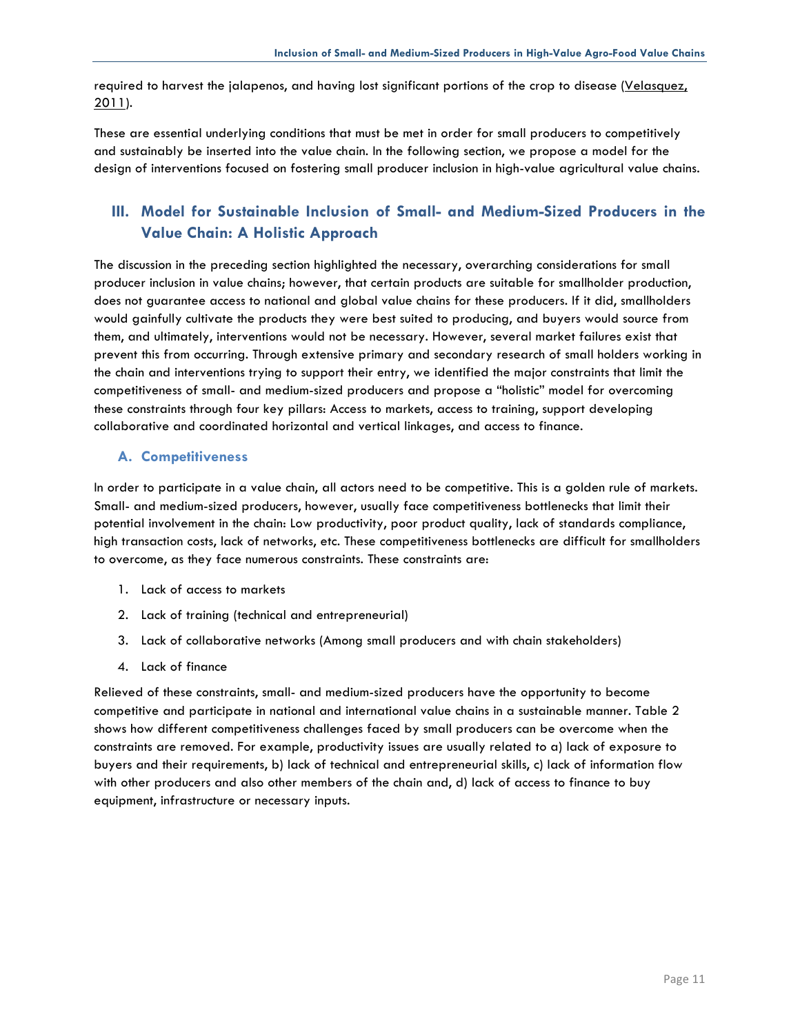required to harvest the jalapenos, and having lost significant portions of the crop to disease (Velasquez, 2011).

These are essential underlying conditions that must be met in order for small producers to competitively and sustainably be inserted into the value chain. In the following section, we propose a model for the design of interventions focused on fostering small producer inclusion in high-value agricultural value chains.

## III. Model for Sustainable Inclusion of Small- and Medium-Sized Producers in the Value Chain: A Holistic Approach

The discussion in the preceding section highlighted the necessary, overarching considerations for small producer inclusion in value chains; however, that certain products are suitable for smallholder production, does not guarantee access to national and global value chains for these producers. If it did, smallholders would gainfully cultivate the products they were best suited to producing, and buyers would source from them, and ultimately, interventions would not be necessary. However, several market failures exist that prevent this from occurring. Through extensive primary and secondary research of small holders working in the chain and interventions trying to support their entry, we identified the major constraints that limit the competitiveness of small- and medium-sized producers and propose a "holistic" model for overcoming these constraints through four key pillars: Access to markets, access to training, support developing collaborative and coordinated horizontal and vertical linkages, and access to finance.

### A. Competitiveness

In order to participate in a value chain, all actors need to be competitive. This is a golden rule of markets. Small- and medium-sized producers, however, usually face competitiveness bottlenecks that limit their potential involvement in the chain: Low productivity, poor product quality, lack of standards compliance, high transaction costs, lack of networks, etc. These competitiveness bottlenecks are difficult for smallholders to overcome, as they face numerous constraints. These constraints are:

1. Lack of access to markets
2. Lack of training (technical and entrepreneurial)
3. Lack of collaborative networks (Among small producers and with chain stakeholders)
4. Lack of finance

Relieved of these constraints, small- and medium-sized producers have the opportunity to become competitive and participate in national and international value chains in a sustainable manner. Table 2 shows how different competitiveness challenges faced by small producers can be overcome when the constraints are removed. For example, productivity issues are usually related to a) lack of exposure to buyers and their requirements, b) lack of technical and entrepreneurial skills, c) lack of information flow with other producers and also other members of the chain and, d) lack of access to finance to buy equipment, infrastructure or necessary inputs.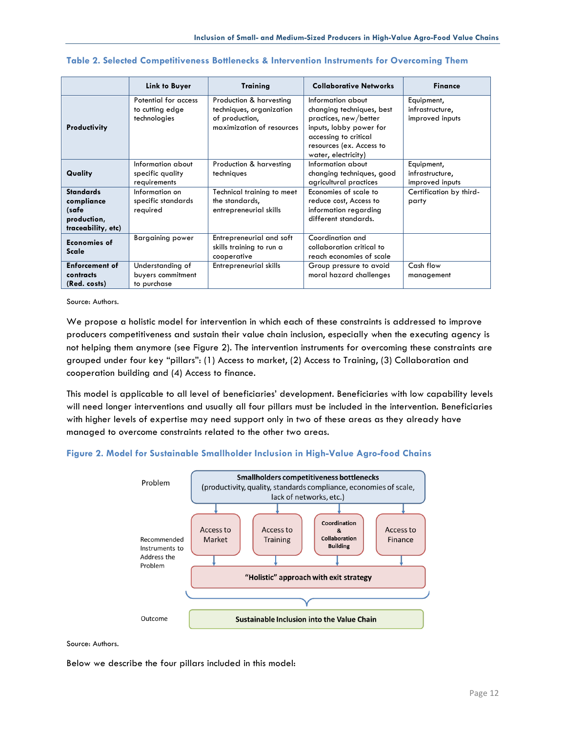**Table 2. Selected Competitiveness Bottlenecks & Intervention Instruments for Overcoming Them**

| | Link to Buyer | Training | Collaborative Networks | Finance |
|---|---|---|---|---|
| **Productivity** | Potential for access to cutting edge technologies | Production & harvesting techniques, organization of production, maximization of resources | Information about changing techniques, best practices, new/better inputs, lobby power for accessing to critical resources (ex. Access to water, electricity) | Equipment, infrastructure, improved inputs |
| **Quality** | Information about specific quality requirements | Production & harvesting techniques | Information about changing techniques, good agricultural practices | Equipment, infrastructure, improved inputs |
| **Standards compliance (safe production, traceability, etc)** | Information on specific standards required | Technical training to meet the standards, entrepreneurial skills | Economies of scale to reduce cost, Access to information regarding different standards. | Certification by third-party |
| **Economies of Scale** | Bargaining power | Entrepreneurial and soft skills training to run a cooperative | Coordination and collaboration critical to reach economies of scale | |
| **Enforcement of contracts (Red. costs)** | Understanding of buyers commitment to purchase | Entrepreneurial skills | Group pressure to avoid moral hazard challenges | Cash flow management |

Source: Authors.

We propose a holistic model for intervention in which each of these constraints is addressed to improve producers competitiveness and sustain their value chain inclusion, especially when the executing agency is not helping them anymore (see Figure 2). The intervention instruments for overcoming these constraints are grouped under four key "pillars": (1) Access to market, (2) Access to Training, (3) Collaboration and cooperation building and (4) Access to finance.

This model is applicable to all level of beneficiaries' development. Beneficiaries with low capability levels will need longer interventions and usually all four pillars must be included in the intervention. Beneficiaries with higher levels of expertise may need support only in two of these areas as they already have managed to overcome constraints related to the other two areas.

**Figure 2. Model for Sustainable Smallholder Inclusion in High-Value Agro-food Chains**

Problem: **Smallholders competitiveness bottlenecks** (productivity, quality, standards compliance, economies of scale, lack of networks, etc.)

Recommended Instruments to Address the Problem: Access to Market | Access to Training | Coordination & Collaboration Building | Access to Finance

**"Holistic" approach with exit strategy**

Outcome: **Sustainable Inclusion into the Value Chain**

Source: Authors.

Below we describe the four pillars included in this model: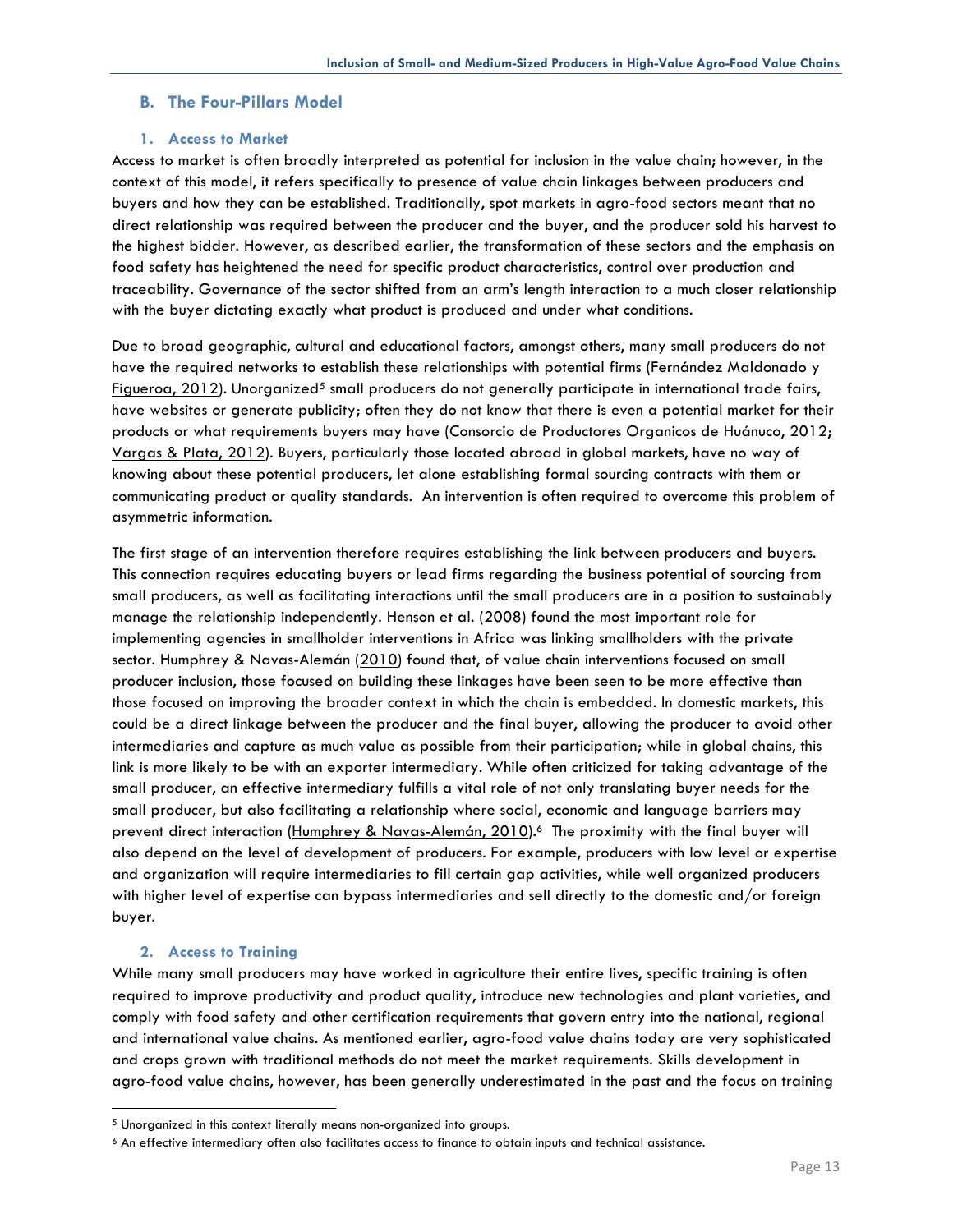## B. The Four-Pillars Model

### 1. Access to Market

Access to market is often broadly interpreted as potential for inclusion in the value chain; however, in the context of this model, it refers specifically to presence of value chain linkages between producers and buyers and how they can be established. Traditionally, spot markets in agro-food sectors meant that no direct relationship was required between the producer and the buyer, and the producer sold his harvest to the highest bidder. However, as described earlier, the transformation of these sectors and the emphasis on food safety has heightened the need for specific product characteristics, control over production and traceability. Governance of the sector shifted from an arm's length interaction to a much closer relationship with the buyer dictating exactly what product is produced and under what conditions.

Due to broad geographic, cultural and educational factors, amongst others, many small producers do not have the required networks to establish these relationships with potential firms (Fernández Maldonado y Figueroa, 2012). Unorganized[5] small producers do not generally participate in international trade fairs, have websites or generate publicity; often they do not know that there is even a potential market for their products or what requirements buyers may have (Consorcio de Productores Organicos de Huánuco, 2012; Vargas & Plata, 2012). Buyers, particularly those located abroad in global markets, have no way of knowing about these potential producers, let alone establishing formal sourcing contracts with them or communicating product or quality standards. An intervention is often required to overcome this problem of asymmetric information.

The first stage of an intervention therefore requires establishing the link between producers and buyers. This connection requires educating buyers or lead firms regarding the business potential of sourcing from small producers, as well as facilitating interactions until the small producers are in a position to sustainably manage the relationship independently. Henson et al. (2008) found the most important role for implementing agencies in smallholder interventions in Africa was linking smallholders with the private sector. Humphrey & Navas-Alemán (2010) found that, of value chain interventions focused on small producer inclusion, those focused on building these linkages have been seen to be more effective than those focused on improving the broader context in which the chain is embedded. In domestic markets, this could be a direct linkage between the producer and the final buyer, allowing the producer to avoid other intermediaries and capture as much value as possible from their participation; while in global chains, this link is more likely to be with an exporter intermediary. While often criticized for taking advantage of the small producer, an effective intermediary fulfills a vital role of not only translating buyer needs for the small producer, but also facilitating a relationship where social, economic and language barriers may prevent direct interaction (Humphrey & Navas-Alemán, 2010).[6] The proximity with the final buyer will also depend on the level of development of producers. For example, producers with low level or expertise and organization will require intermediaries to fill certain gap activities, while well organized producers with higher level of expertise can bypass intermediaries and sell directly to the domestic and/or foreign buyer.

### 2. Access to Training

While many small producers may have worked in agriculture their entire lives, specific training is often required to improve productivity and product quality, introduce new technologies and plant varieties, and comply with food safety and other certification requirements that govern entry into the national, regional and international value chains. As mentioned earlier, agro-food value chains today are very sophisticated and crops grown with traditional methods do not meet the market requirements. Skills development in agro-food value chains, however, has been generally underestimated in the past and the focus on training

---

[5] Unorganized in this context literally means non-organized into groups.

[6] An effective intermediary often also facilitates access to finance to obtain inputs and technical assistance.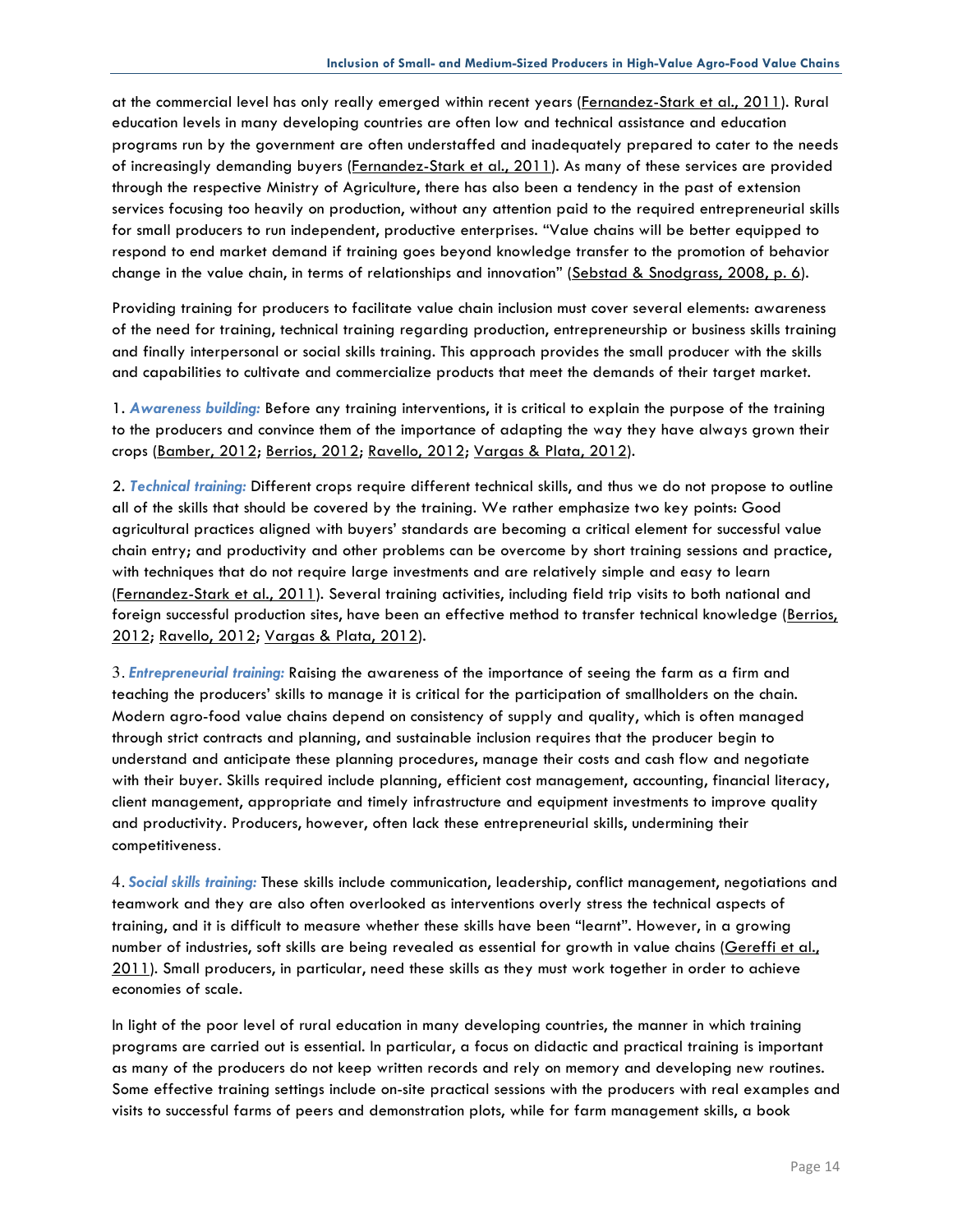at the commercial level has only really emerged within recent years (Fernandez-Stark et al., 2011). Rural education levels in many developing countries are often low and technical assistance and education programs run by the government are often understaffed and inadequately prepared to cater to the needs of increasingly demanding buyers (Fernandez-Stark et al., 2011). As many of these services are provided through the respective Ministry of Agriculture, there has also been a tendency in the past of extension services focusing too heavily on production, without any attention paid to the required entrepreneurial skills for small producers to run independent, productive enterprises. "Value chains will be better equipped to respond to end market demand if training goes beyond knowledge transfer to the promotion of behavior change in the value chain, in terms of relationships and innovation" (Sebstad & Snodgrass, 2008, p. 6).

Providing training for producers to facilitate value chain inclusion must cover several elements: awareness of the need for training, technical training regarding production, entrepreneurship or business skills training and finally interpersonal or social skills training. This approach provides the small producer with the skills and capabilities to cultivate and commercialize products that meet the demands of their target market.

1. ***Awareness building:*** Before any training interventions, it is critical to explain the purpose of the training to the producers and convince them of the importance of adapting the way they have always grown their crops (Bamber, 2012; Berrios, 2012; Ravello, 2012; Vargas & Plata, 2012).

2. ***Technical training:*** Different crops require different technical skills, and thus we do not propose to outline all of the skills that should be covered by the training. We rather emphasize two key points: Good agricultural practices aligned with buyers' standards are becoming a critical element for successful value chain entry; and productivity and other problems can be overcome by short training sessions and practice, with techniques that do not require large investments and are relatively simple and easy to learn (Fernandez-Stark et al., 2011). Several training activities, including field trip visits to both national and foreign successful production sites, have been an effective method to transfer technical knowledge (Berrios, 2012; Ravello, 2012; Vargas & Plata, 2012).

3. ***Entrepreneurial training:*** Raising the awareness of the importance of seeing the farm as a firm and teaching the producers' skills to manage it is critical for the participation of smallholders on the chain. Modern agro-food value chains depend on consistency of supply and quality, which is often managed through strict contracts and planning, and sustainable inclusion requires that the producer begin to understand and anticipate these planning procedures, manage their costs and cash flow and negotiate with their buyer. Skills required include planning, efficient cost management, accounting, financial literacy, client management, appropriate and timely infrastructure and equipment investments to improve quality and productivity. Producers, however, often lack these entrepreneurial skills, undermining their competitiveness.

4. ***Social skills training:*** These skills include communication, leadership, conflict management, negotiations and teamwork and they are also often overlooked as interventions overly stress the technical aspects of training, and it is difficult to measure whether these skills have been "learnt". However, in a growing number of industries, soft skills are being revealed as essential for growth in value chains (Gereffi et al., 2011). Small producers, in particular, need these skills as they must work together in order to achieve economies of scale.

In light of the poor level of rural education in many developing countries, the manner in which training programs are carried out is essential. In particular, a focus on didactic and practical training is important as many of the producers do not keep written records and rely on memory and developing new routines. Some effective training settings include on-site practical sessions with the producers with real examples and visits to successful farms of peers and demonstration plots, while for farm management skills, a book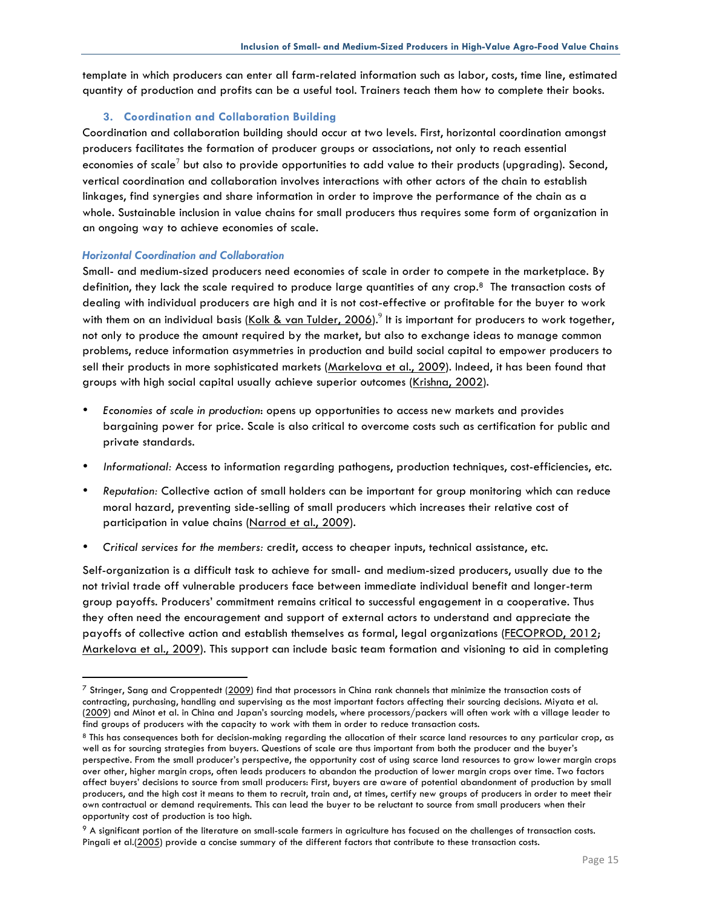template in which producers can enter all farm-related information such as labor, costs, time line, estimated quantity of production and profits can be a useful tool. Trainers teach them how to complete their books.

### 3. Coordination and Collaboration Building

Coordination and collaboration building should occur at two levels. First, horizontal coordination amongst producers facilitates the formation of producer groups or associations, not only to reach essential economies of scale[7] but also to provide opportunities to add value to their products (upgrading). Second, vertical coordination and collaboration involves interactions with other actors of the chain to establish linkages, find synergies and share information in order to improve the performance of the chain as a whole. Sustainable inclusion in value chains for small producers thus requires some form of organization in an ongoing way to achieve economies of scale.

#### *Horizontal Coordination and Collaboration*

Small- and medium-sized producers need economies of scale in order to compete in the marketplace. By definition, they lack the scale required to produce large quantities of any crop.[8] The transaction costs of dealing with individual producers are high and it is not cost-effective or profitable for the buyer to work with them on an individual basis (Kolk & van Tulder, 2006).[9] It is important for producers to work together, not only to produce the amount required by the market, but also to exchange ideas to manage common problems, reduce information asymmetries in production and build social capital to empower producers to sell their products in more sophisticated markets (Markelova et al., 2009). Indeed, it has been found that groups with high social capital usually achieve superior outcomes (Krishna, 2002).

- *Economies of scale in production*: opens up opportunities to access new markets and provides bargaining power for price. Scale is also critical to overcome costs such as certification for public and private standards.
- *Informational:* Access to information regarding pathogens, production techniques, cost-efficiencies, etc.
- *Reputation:* Collective action of small holders can be important for group monitoring which can reduce moral hazard, preventing side-selling of small producers which increases their relative cost of participation in value chains (Narrod et al., 2009).
- *Critical services for the members:* credit, access to cheaper inputs, technical assistance, etc.

Self-organization is a difficult task to achieve for small- and medium-sized producers, usually due to the not trivial trade off vulnerable producers face between immediate individual benefit and longer-term group payoffs. Producers' commitment remains critical to successful engagement in a cooperative. Thus they often need the encouragement and support of external actors to understand and appreciate the payoffs of collective action and establish themselves as formal, legal organizations (FECOPROD, 2012; Markelova et al., 2009). This support can include basic team formation and visioning to aid in completing

---

[7] Stringer, Sang and Croppentedt (2009) find that processors in China rank channels that minimize the transaction costs of contracting, purchasing, handling and supervising as the most important factors affecting their sourcing decisions. Miyata et al. (2009) and Minot et al. in China and Japan's sourcing models, where processors/packers will often work with a village leader to find groups of producers with the capacity to work with them in order to reduce transaction costs.

[8] This has consequences both for decision-making regarding the allocation of their scarce land resources to any particular crop, as well as for sourcing strategies from buyers. Questions of scale are thus important from both the producer and the buyer's perspective. From the small producer's perspective, the opportunity cost of using scarce land resources to grow lower margin crops over other, higher margin crops, often leads producers to abandon the production of lower margin crops over time. Two factors affect buyers' decisions to source from small producers: First, buyers are aware of potential abandonment of production by small producers, and the high cost it means to them to recruit, train and, at times, certify new groups of producers in order to meet their own contractual or demand requirements. This can lead the buyer to be reluctant to source from small producers when their opportunity cost of production is too high.

[9] A significant portion of the literature on small-scale farmers in agriculture has focused on the challenges of transaction costs. Pingali et al.(2005) provide a concise summary of the different factors that contribute to these transaction costs.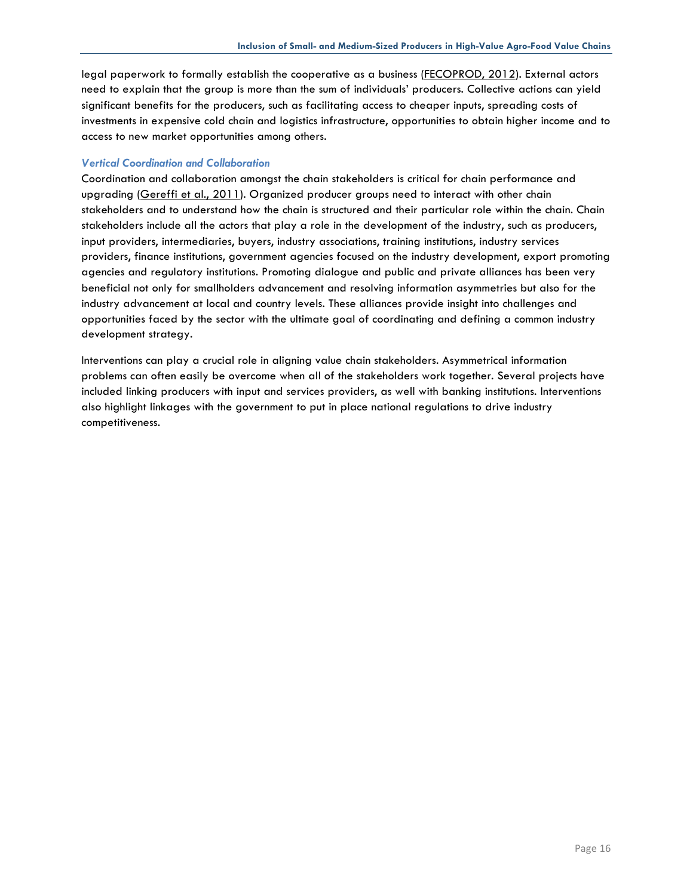legal paperwork to formally establish the cooperative as a business (FECOPROD, 2012). External actors need to explain that the group is more than the sum of individuals' producers. Collective actions can yield significant benefits for the producers, such as facilitating access to cheaper inputs, spreading costs of investments in expensive cold chain and logistics infrastructure, opportunities to obtain higher income and to access to new market opportunities among others.

### *Vertical Coordination and Collaboration*

Coordination and collaboration amongst the chain stakeholders is critical for chain performance and upgrading (Gereffi et al., 2011). Organized producer groups need to interact with other chain stakeholders and to understand how the chain is structured and their particular role within the chain. Chain stakeholders include all the actors that play a role in the development of the industry, such as producers, input providers, intermediaries, buyers, industry associations, training institutions, industry services providers, finance institutions, government agencies focused on the industry development, export promoting agencies and regulatory institutions. Promoting dialogue and public and private alliances has been very beneficial not only for smallholders advancement and resolving information asymmetries but also for the industry advancement at local and country levels. These alliances provide insight into challenges and opportunities faced by the sector with the ultimate goal of coordinating and defining a common industry development strategy.

Interventions can play a crucial role in aligning value chain stakeholders. Asymmetrical information problems can often easily be overcome when all of the stakeholders work together. Several projects have included linking producers with input and services providers, as well with banking institutions. Interventions also highlight linkages with the government to put in place national regulations to drive industry competitiveness.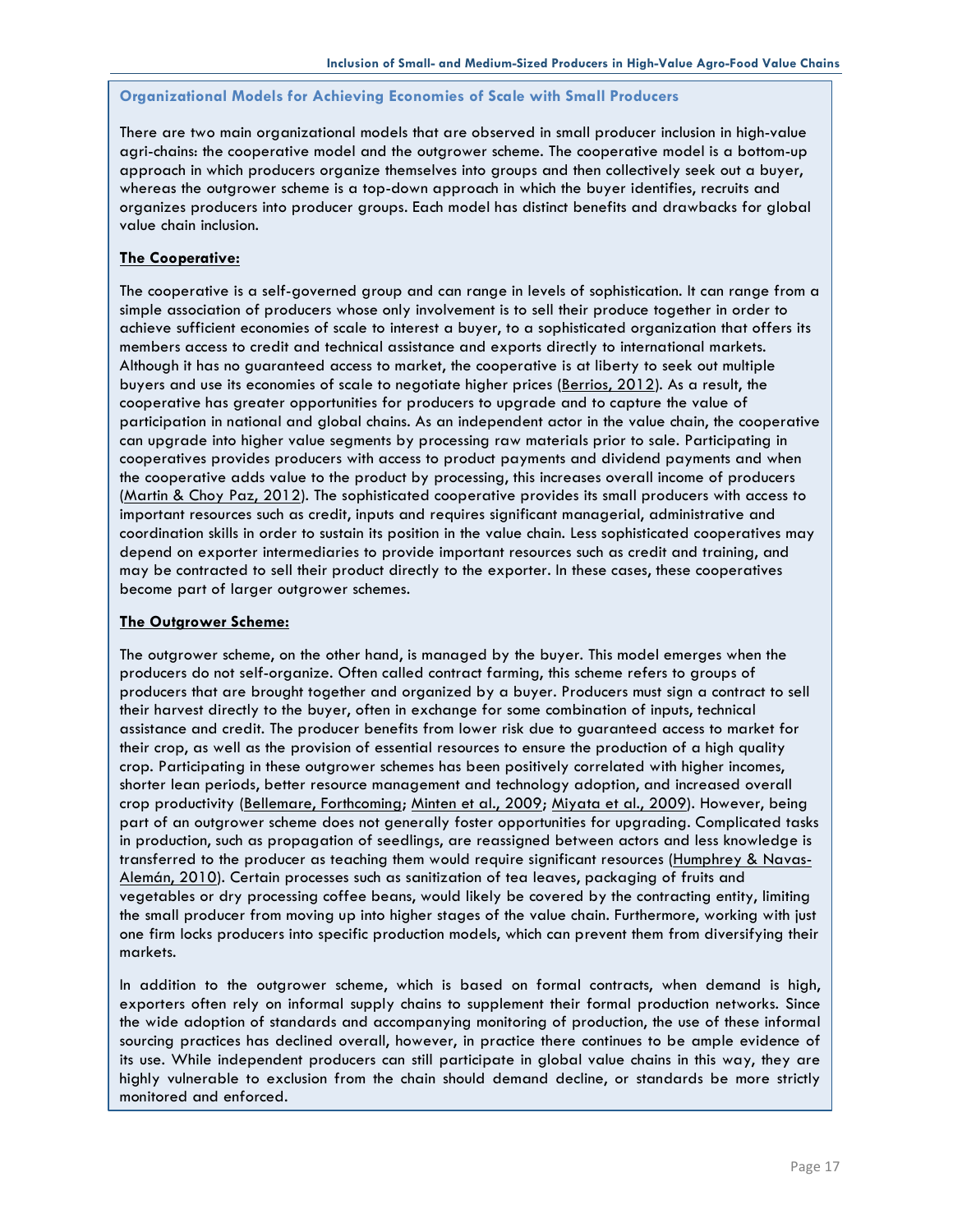### Organizational Models for Achieving Economies of Scale with Small Producers

There are two main organizational models that are observed in small producer inclusion in high-value agri-chains: the cooperative model and the outgrower scheme. The cooperative model is a bottom-up approach in which producers organize themselves into groups and then collectively seek out a buyer, whereas the outgrower scheme is a top-down approach in which the buyer identifies, recruits and organizes producers into producer groups. Each model has distinct benefits and drawbacks for global value chain inclusion.

**The Cooperative:**

The cooperative is a self-governed group and can range in levels of sophistication. It can range from a simple association of producers whose only involvement is to sell their produce together in order to achieve sufficient economies of scale to interest a buyer, to a sophisticated organization that offers its members access to credit and technical assistance and exports directly to international markets. Although it has no guaranteed access to market, the cooperative is at liberty to seek out multiple buyers and use its economies of scale to negotiate higher prices (Berrios, 2012). As a result, the cooperative has greater opportunities for producers to upgrade and to capture the value of participation in national and global chains. As an independent actor in the value chain, the cooperative can upgrade into higher value segments by processing raw materials prior to sale. Participating in cooperatives provides producers with access to product payments and dividend payments and when the cooperative adds value to the product by processing, this increases overall income of producers (Martin & Choy Paz, 2012). The sophisticated cooperative provides its small producers with access to important resources such as credit, inputs and requires significant managerial, administrative and coordination skills in order to sustain its position in the value chain. Less sophisticated cooperatives may depend on exporter intermediaries to provide important resources such as credit and training, and may be contracted to sell their product directly to the exporter. In these cases, these cooperatives become part of larger outgrower schemes.

**The Outgrower Scheme:**

The outgrower scheme, on the other hand, is managed by the buyer. This model emerges when the producers do not self-organize. Often called contract farming, this scheme refers to groups of producers that are brought together and organized by a buyer. Producers must sign a contract to sell their harvest directly to the buyer, often in exchange for some combination of inputs, technical assistance and credit. The producer benefits from lower risk due to guaranteed access to market for their crop, as well as the provision of essential resources to ensure the production of a high quality crop. Participating in these outgrower schemes has been positively correlated with higher incomes, shorter lean periods, better resource management and technology adoption, and increased overall crop productivity (Bellemare, Forthcoming; Minten et al., 2009; Miyata et al., 2009). However, being part of an outgrower scheme does not generally foster opportunities for upgrading. Complicated tasks in production, such as propagation of seedlings, are reassigned between actors and less knowledge is transferred to the producer as teaching them would require significant resources (Humphrey & Navas-Alemán, 2010). Certain processes such as sanitization of tea leaves, packaging of fruits and vegetables or dry processing coffee beans, would likely be covered by the contracting entity, limiting the small producer from moving up into higher stages of the value chain. Furthermore, working with just one firm locks producers into specific production models, which can prevent them from diversifying their markets.

In addition to the outgrower scheme, which is based on formal contracts, when demand is high, exporters often rely on informal supply chains to supplement their formal production networks. Since the wide adoption of standards and accompanying monitoring of production, the use of these informal sourcing practices has declined overall, however, in practice there continues to be ample evidence of its use. While independent producers can still participate in global value chains in this way, they are highly vulnerable to exclusion from the chain should demand decline, or standards be more strictly monitored and enforced.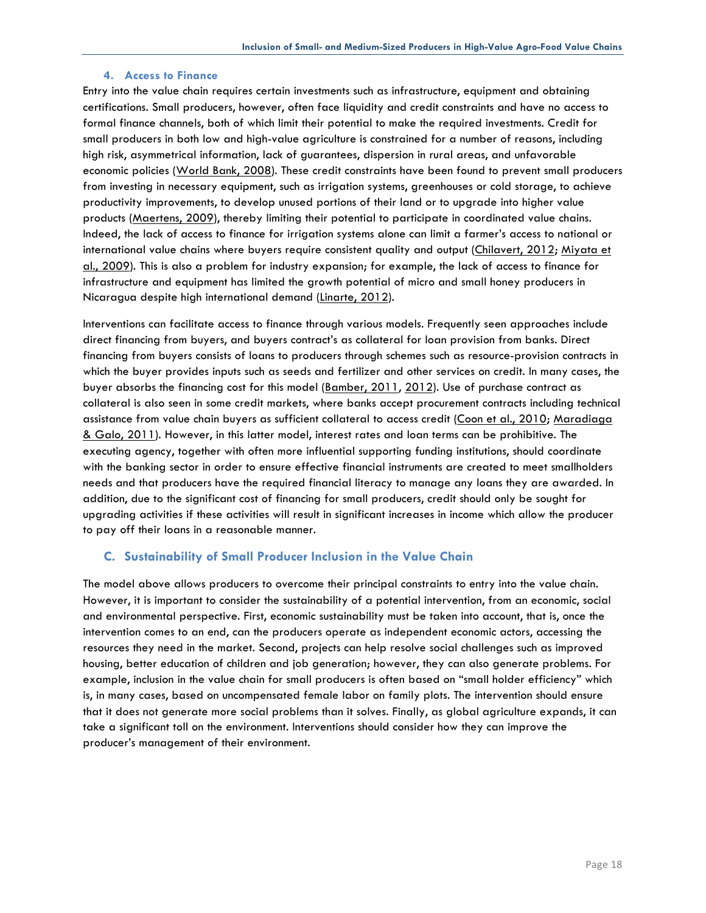### 4. Access to Finance

Entry into the value chain requires certain investments such as infrastructure, equipment and obtaining certifications. Small producers, however, often face liquidity and credit constraints and have no access to formal finance channels, both of which limit their potential to make the required investments. Credit for small producers in both low and high-value agriculture is constrained for a number of reasons, including high risk, asymmetrical information, lack of guarantees, dispersion in rural areas, and unfavorable economic policies (World Bank, 2008). These credit constraints have been found to prevent small producers from investing in necessary equipment, such as irrigation systems, greenhouses or cold storage, to achieve productivity improvements, to develop unused portions of their land or to upgrade into higher value products (Maertens, 2009), thereby limiting their potential to participate in coordinated value chains. Indeed, the lack of access to finance for irrigation systems alone can limit a farmer's access to national or international value chains where buyers require consistent quality and output (Chilavert, 2012; Miyata et al., 2009). This is also a problem for industry expansion; for example, the lack of access to finance for infrastructure and equipment has limited the growth potential of micro and small honey producers in Nicaragua despite high international demand (Linarte, 2012).

Interventions can facilitate access to finance through various models. Frequently seen approaches include direct financing from buyers, and buyers contract's as collateral for loan provision from banks. Direct financing from buyers consists of loans to producers through schemes such as resource-provision contracts in which the buyer provides inputs such as seeds and fertilizer and other services on credit. In many cases, the buyer absorbs the financing cost for this model (Bamber, 2011, 2012). Use of purchase contract as collateral is also seen in some credit markets, where banks accept procurement contracts including technical assistance from value chain buyers as sufficient collateral to access credit (Coon et al., 2010; Maradiaga & Galo, 2011). However, in this latter model, interest rates and loan terms can be prohibitive. The executing agency, together with often more influential supporting funding institutions, should coordinate with the banking sector in order to ensure effective financial instruments are created to meet smallholders needs and that producers have the required financial literacy to manage any loans they are awarded. In addition, due to the significant cost of financing for small producers, credit should only be sought for upgrading activities if these activities will result in significant increases in income which allow the producer to pay off their loans in a reasonable manner.

## C. Sustainability of Small Producer Inclusion in the Value Chain

The model above allows producers to overcome their principal constraints to entry into the value chain. However, it is important to consider the sustainability of a potential intervention, from an economic, social and environmental perspective. First, economic sustainability must be taken into account, that is, once the intervention comes to an end, can the producers operate as independent economic actors, accessing the resources they need in the market. Second, projects can help resolve social challenges such as improved housing, better education of children and job generation; however, they can also generate problems. For example, inclusion in the value chain for small producers is often based on "small holder efficiency" which is, in many cases, based on uncompensated female labor on family plots. The intervention should ensure that it does not generate more social problems than it solves. Finally, as global agriculture expands, it can take a significant toll on the environment. Interventions should consider how they can improve the producer's management of their environment.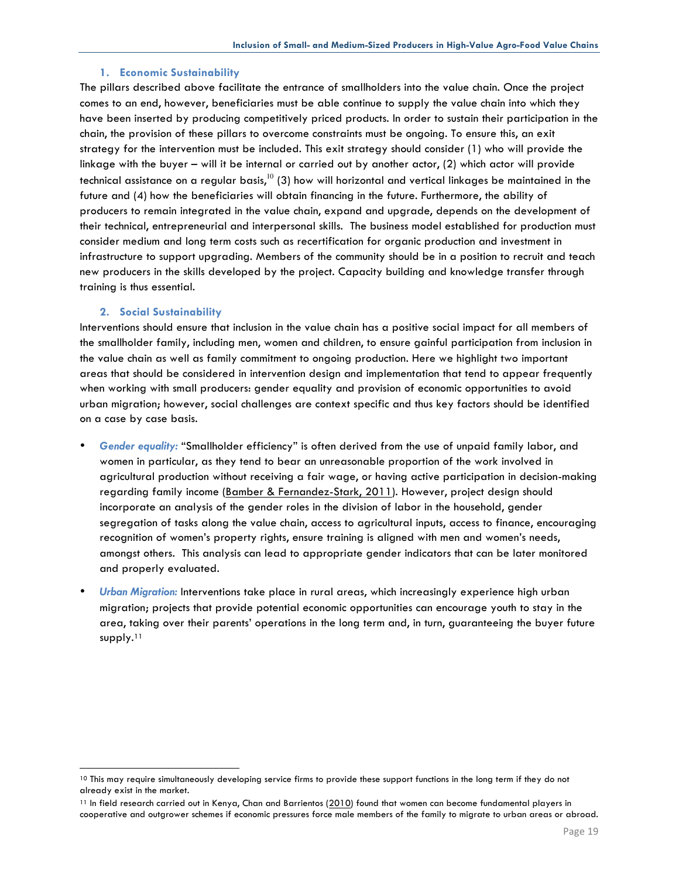### 1. Economic Sustainability

The pillars described above facilitate the entrance of smallholders into the value chain. Once the project comes to an end, however, beneficiaries must be able continue to supply the value chain into which they have been inserted by producing competitively priced products. In order to sustain their participation in the chain, the provision of these pillars to overcome constraints must be ongoing. To ensure this, an exit strategy for the intervention must be included. This exit strategy should consider (1) who will provide the linkage with the buyer – will it be internal or carried out by another actor, (2) which actor will provide technical assistance on a regular basis,[10] (3) how will horizontal and vertical linkages be maintained in the future and (4) how the beneficiaries will obtain financing in the future. Furthermore, the ability of producers to remain integrated in the value chain, expand and upgrade, depends on the development of their technical, entrepreneurial and interpersonal skills. The business model established for production must consider medium and long term costs such as recertification for organic production and investment in infrastructure to support upgrading. Members of the community should be in a position to recruit and teach new producers in the skills developed by the project. Capacity building and knowledge transfer through training is thus essential.

### 2. Social Sustainability

Interventions should ensure that inclusion in the value chain has a positive social impact for all members of the smallholder family, including men, women and children, to ensure gainful participation from inclusion in the value chain as well as family commitment to ongoing production. Here we highlight two important areas that should be considered in intervention design and implementation that tend to appear frequently when working with small producers: gender equality and provision of economic opportunities to avoid urban migration; however, social challenges are context specific and thus key factors should be identified on a case by case basis.

- ***Gender equality:*** "Smallholder efficiency" is often derived from the use of unpaid family labor, and women in particular, as they tend to bear an unreasonable proportion of the work involved in agricultural production without receiving a fair wage, or having active participation in decision-making regarding family income (Bamber & Fernandez-Stark, 2011). However, project design should incorporate an analysis of the gender roles in the division of labor in the household, gender segregation of tasks along the value chain, access to agricultural inputs, access to finance, encouraging recognition of women's property rights, ensure training is aligned with men and women's needs, amongst others. This analysis can lead to appropriate gender indicators that can be later monitored and properly evaluated.
- ***Urban Migration:*** Interventions take place in rural areas, which increasingly experience high urban migration; projects that provide potential economic opportunities can encourage youth to stay in the area, taking over their parents' operations in the long term and, in turn, guaranteeing the buyer future supply.[11]

---

[10] This may require simultaneously developing service firms to provide these support functions in the long term if they do not already exist in the market.

[11] In field research carried out in Kenya, Chan and Barrientos (2010) found that women can become fundamental players in cooperative and outgrower schemes if economic pressures force male members of the family to migrate to urban areas or abroad.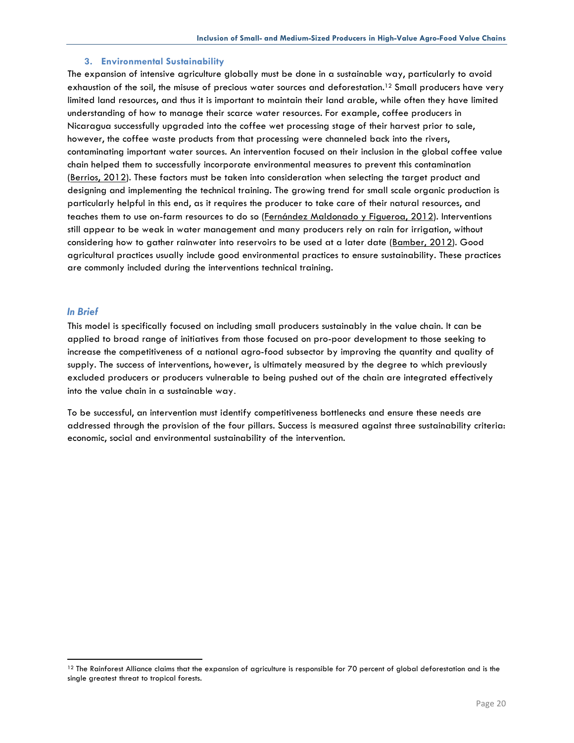### 3. Environmental Sustainability

The expansion of intensive agriculture globally must be done in a sustainable way, particularly to avoid exhaustion of the soil, the misuse of precious water sources and deforestation.[12] Small producers have very limited land resources, and thus it is important to maintain their land arable, while often they have limited understanding of how to manage their scarce water resources. For example, coffee producers in Nicaragua successfully upgraded into the coffee wet processing stage of their harvest prior to sale, however, the coffee waste products from that processing were channeled back into the rivers, contaminating important water sources. An intervention focused on their inclusion in the global coffee value chain helped them to successfully incorporate environmental measures to prevent this contamination (Berrios, 2012). These factors must be taken into consideration when selecting the target product and designing and implementing the technical training. The growing trend for small scale organic production is particularly helpful in this end, as it requires the producer to take care of their natural resources, and teaches them to use on-farm resources to do so (Fernández Maldonado y Figueroa, 2012). Interventions still appear to be weak in water management and many producers rely on rain for irrigation, without considering how to gather rainwater into reservoirs to be used at a later date (Bamber, 2012). Good agricultural practices usually include good environmental practices to ensure sustainability. These practices are commonly included during the interventions technical training.

## *In Brief*

This model is specifically focused on including small producers sustainably in the value chain. It can be applied to broad range of initiatives from those focused on pro-poor development to those seeking to increase the competitiveness of a national agro-food subsector by improving the quantity and quality of supply. The success of interventions, however, is ultimately measured by the degree to which previously excluded producers or producers vulnerable to being pushed out of the chain are integrated effectively into the value chain in a sustainable way.

To be successful, an intervention must identify competitiveness bottlenecks and ensure these needs are addressed through the provision of the four pillars. Success is measured against three sustainability criteria: economic, social and environmental sustainability of the intervention.

[12] The Rainforest Alliance claims that the expansion of agriculture is responsible for 70 percent of global deforestation and is the single greatest threat to tropical forests.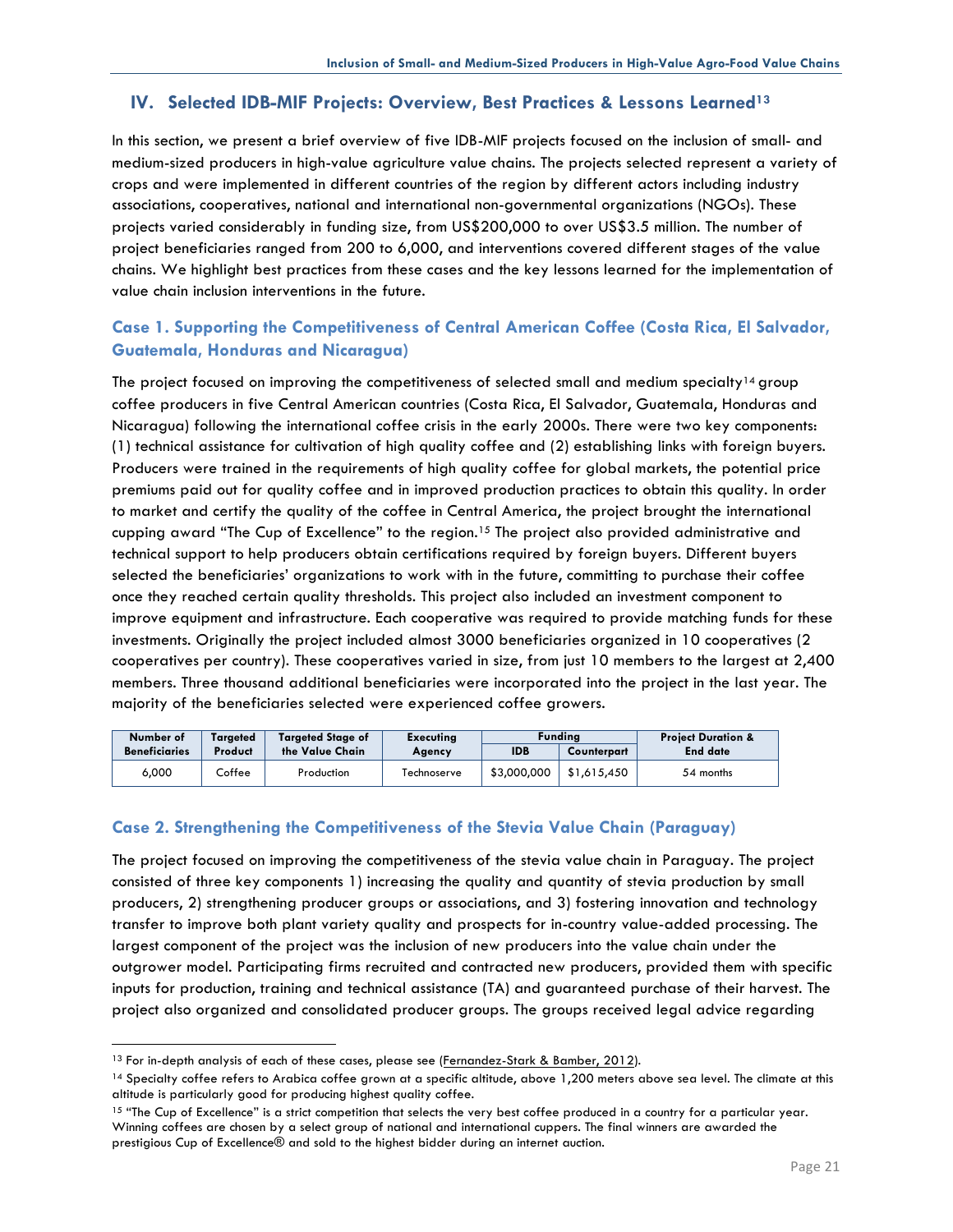## IV. Selected IDB-MIF Projects: Overview, Best Practices & Lessons Learned[13]

In this section, we present a brief overview of five IDB-MIF projects focused on the inclusion of small- and medium-sized producers in high-value agriculture value chains. The projects selected represent a variety of crops and were implemented in different countries of the region by different actors including industry associations, cooperatives, national and international non-governmental organizations (NGOs). These projects varied considerably in funding size, from US$200,000 to over US$3.5 million. The number of project beneficiaries ranged from 200 to 6,000, and interventions covered different stages of the value chains. We highlight best practices from these cases and the key lessons learned for the implementation of value chain inclusion interventions in the future.

### Case 1. Supporting the Competitiveness of Central American Coffee (Costa Rica, El Salvador, Guatemala, Honduras and Nicaragua)

The project focused on improving the competitiveness of selected small and medium specialty[14] group coffee producers in five Central American countries (Costa Rica, El Salvador, Guatemala, Honduras and Nicaragua) following the international coffee crisis in the early 2000s. There were two key components: (1) technical assistance for cultivation of high quality coffee and (2) establishing links with foreign buyers. Producers were trained in the requirements of high quality coffee for global markets, the potential price premiums paid out for quality coffee and in improved production practices to obtain this quality. In order to market and certify the quality of the coffee in Central America, the project brought the international cupping award "The Cup of Excellence" to the region.[15] The project also provided administrative and technical support to help producers obtain certifications required by foreign buyers. Different buyers selected the beneficiaries' organizations to work with in the future, committing to purchase their coffee once they reached certain quality thresholds. This project also included an investment component to improve equipment and infrastructure. Each cooperative was required to provide matching funds for these investments. Originally the project included almost 3000 beneficiaries organized in 10 cooperatives (2 cooperatives per country). These cooperatives varied in size, from just 10 members to the largest at 2,400 members. Three thousand additional beneficiaries were incorporated into the project in the last year. The majority of the beneficiaries selected were experienced coffee growers.

| Number of Beneficiaries | Targeted Product | Targeted Stage of the Value Chain | Executing Agency | Funding | | Project Duration & End date |
|---|---|---|---|---|---|---|
| | | | | IDB | Counterpart | |
| 6,000 | Coffee | Production | Technoserve | $3,000,000 | $1,615,450 | 54 months |

### Case 2. Strengthening the Competitiveness of the Stevia Value Chain (Paraguay)

The project focused on improving the competitiveness of the stevia value chain in Paraguay. The project consisted of three key components 1) increasing the quality and quantity of stevia production by small producers, 2) strengthening producer groups or associations, and 3) fostering innovation and technology transfer to improve both plant variety quality and prospects for in-country value-added processing. The largest component of the project was the inclusion of new producers into the value chain under the outgrower model. Participating firms recruited and contracted new producers, provided them with specific inputs for production, training and technical assistance (TA) and guaranteed purchase of their harvest. The project also organized and consolidated producer groups. The groups received legal advice regarding

---

[13] For in-depth analysis of each of these cases, please see (Fernandez-Stark & Bamber, 2012).

[14] Specialty coffee refers to Arabica coffee grown at a specific altitude, above 1,200 meters above sea level. The climate at this altitude is particularly good for producing highest quality coffee.

[15] "The Cup of Excellence" is a strict competition that selects the very best coffee produced in a country for a particular year. Winning coffees are chosen by a select group of national and international cuppers. The final winners are awarded the prestigious Cup of Excellence® and sold to the highest bidder during an internet auction.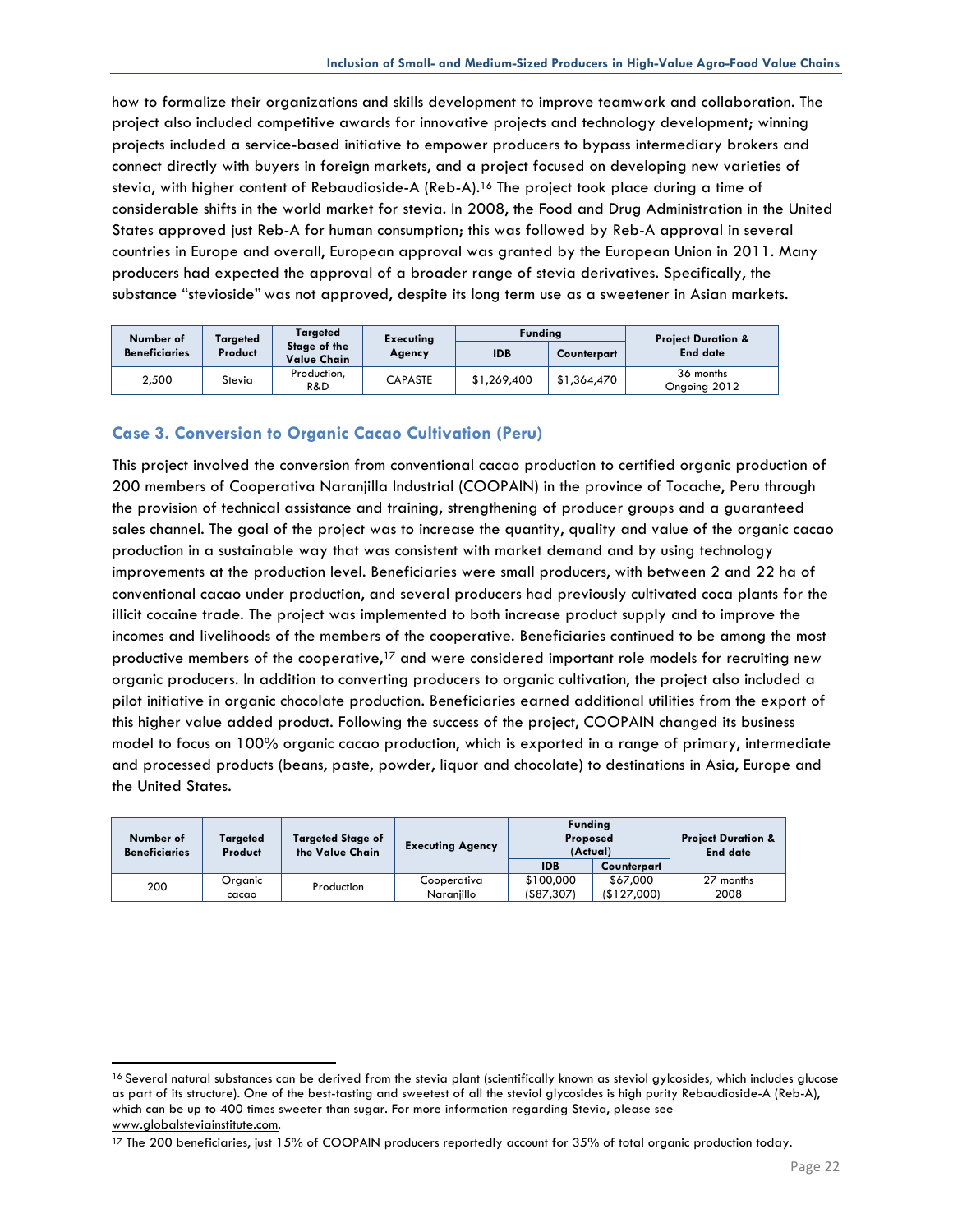how to formalize their organizations and skills development to improve teamwork and collaboration. The project also included competitive awards for innovative projects and technology development; winning projects included a service-based initiative to empower producers to bypass intermediary brokers and connect directly with buyers in foreign markets, and a project focused on developing new varieties of stevia, with higher content of Rebaudioside-A (Reb-A).[16] The project took place during a time of considerable shifts in the world market for stevia. In 2008, the Food and Drug Administration in the United States approved just Reb-A for human consumption; this was followed by Reb-A approval in several countries in Europe and overall, European approval was granted by the European Union in 2011. Many producers had expected the approval of a broader range of stevia derivatives. Specifically, the substance "stevioside" was not approved, despite its long term use as a sweetener in Asian markets.

| Number of Beneficiaries | Targeted Product | Targeted Stage of the Value Chain | Executing Agency | Funding | | Project Duration & End date |
|---|---|---|---|---|---|---|
| | | | | IDB | Counterpart | |
| 2,500 | Stevia | Production, R&D | CAPASTE | $1,269,400 | $1,364,470 | 36 months Ongoing 2012 |

### Case 3. Conversion to Organic Cacao Cultivation (Peru)

This project involved the conversion from conventional cacao production to certified organic production of 200 members of Cooperativa Naranjilla Industrial (COOPAIN) in the province of Tocache, Peru through the provision of technical assistance and training, strengthening of producer groups and a guaranteed sales channel. The goal of the project was to increase the quantity, quality and value of the organic cacao production in a sustainable way that was consistent with market demand and by using technology improvements at the production level. Beneficiaries were small producers, with between 2 and 22 ha of conventional cacao under production, and several producers had previously cultivated coca plants for the illicit cocaine trade. The project was implemented to both increase product supply and to improve the incomes and livelihoods of the members of the cooperative. Beneficiaries continued to be among the most productive members of the cooperative,[17] and were considered important role models for recruiting new organic producers. In addition to converting producers to organic cultivation, the project also included a pilot initiative in organic chocolate production. Beneficiaries earned additional utilities from the export of this higher value added product. Following the success of the project, COOPAIN changed its business model to focus on 100% organic cacao production, which is exported in a range of primary, intermediate and processed products (beans, paste, powder, liquor and chocolate) to destinations in Asia, Europe and the United States.

| Number of Beneficiaries | Targeted Product | Targeted Stage of the Value Chain | Executing Agency | Funding Proposed (Actual) | | Project Duration & End date |
|---|---|---|---|---|---|---|
| | | | | IDB | Counterpart | |
| 200 | Organic cacao | Production | Cooperativa Naranjillo | $100,000 ($87,307) | $67,000 ($127,000) | 27 months 2008 |

---

[16] Several natural substances can be derived from the stevia plant (scientifically known as steviol gylcosides, which includes glucose as part of its structure). One of the best-tasting and sweetest of all the steviol glycosides is high purity Rebaudioside-A (Reb-A), which can be up to 400 times sweeter than sugar. For more information regarding Stevia, please see www.globalsteviainstitute.com.

[17] The 200 beneficiaries, just 15% of COOPAIN producers reportedly account for 35% of total organic production today.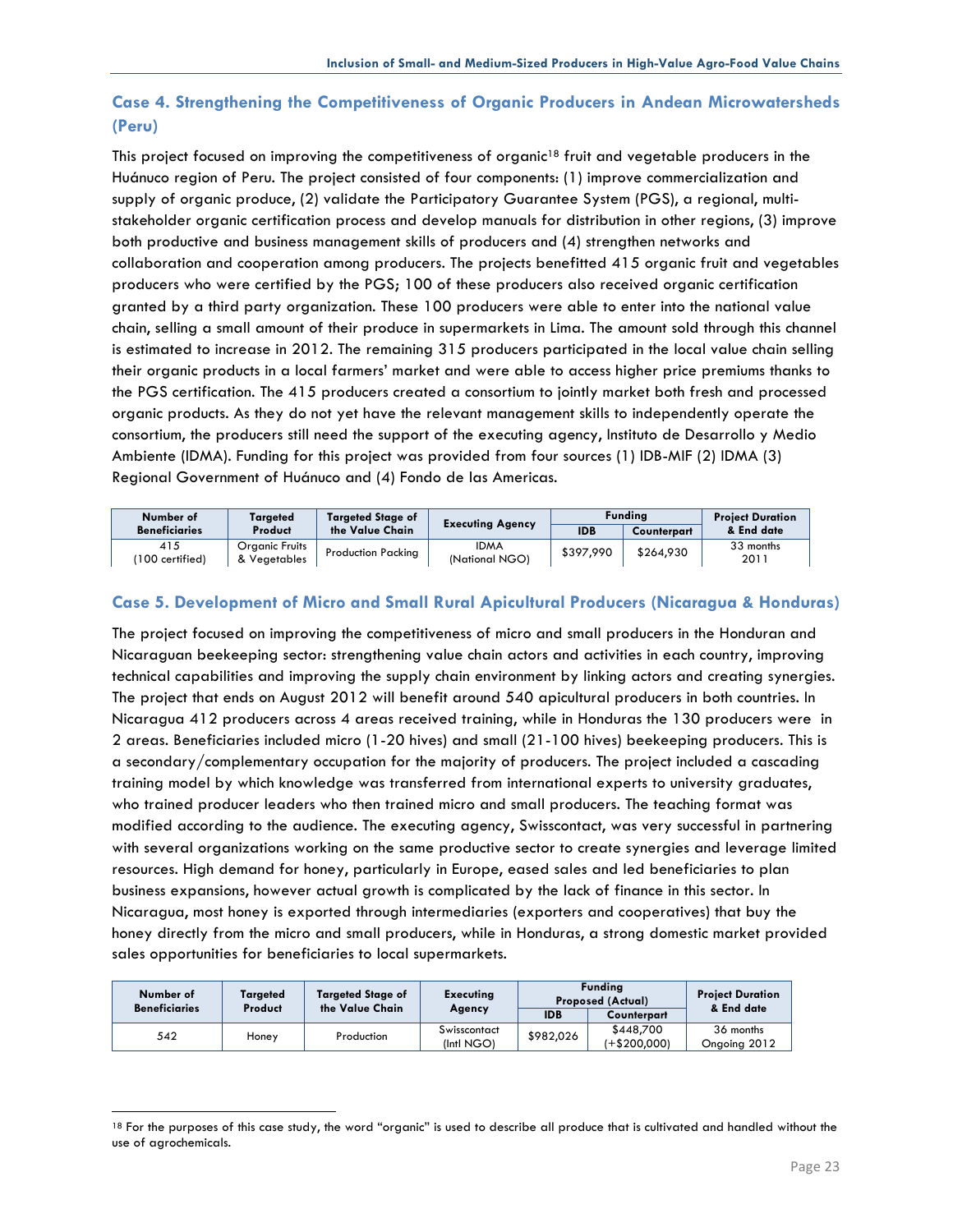## Case 4. Strengthening the Competitiveness of Organic Producers in Andean Microwatersheds (Peru)

This project focused on improving the competitiveness of organic[18] fruit and vegetable producers in the Huánuco region of Peru. The project consisted of four components: (1) improve commercialization and supply of organic produce, (2) validate the Participatory Guarantee System (PGS), a regional, multi-stakeholder organic certification process and develop manuals for distribution in other regions, (3) improve both productive and business management skills of producers and (4) strengthen networks and collaboration and cooperation among producers. The projects benefitted 415 organic fruit and vegetables producers who were certified by the PGS; 100 of these producers also received organic certification granted by a third party organization. These 100 producers were able to enter into the national value chain, selling a small amount of their produce in supermarkets in Lima. The amount sold through this channel is estimated to increase in 2012. The remaining 315 producers participated in the local value chain selling their organic products in a local farmers' market and were able to access higher price premiums thanks to the PGS certification. The 415 producers created a consortium to jointly market both fresh and processed organic products. As they do not yet have the relevant management skills to independently operate the consortium, the producers still need the support of the executing agency, Instituto de Desarrollo y Medio Ambiente (IDMA). Funding for this project was provided from four sources (1) IDB-MIF (2) IDMA (3) Regional Government of Huánuco and (4) Fondo de las Americas.

| Number of Beneficiaries | Targeted Product | Targeted Stage of the Value Chain | Executing Agency | Funding | | Project Duration & End date |
|---|---|---|---|---|---|---|
| | | | | IDB | Counterpart | |
| 415 (100 certified) | Organic Fruits & Vegetables | Production Packing | IDMA (National NGO) | $397,990 | $264,930 | 33 months 2011 |

## Case 5. Development of Micro and Small Rural Apicultural Producers (Nicaragua & Honduras)

The project focused on improving the competitiveness of micro and small producers in the Honduran and Nicaraguan beekeeping sector: strengthening value chain actors and activities in each country, improving technical capabilities and improving the supply chain environment by linking actors and creating synergies. The project that ends on August 2012 will benefit around 540 apicultural producers in both countries. In Nicaragua 412 producers across 4 areas received training, while in Honduras the 130 producers were in 2 areas. Beneficiaries included micro (1-20 hives) and small (21-100 hives) beekeeping producers. This is a secondary/complementary occupation for the majority of producers. The project included a cascading training model by which knowledge was transferred from international experts to university graduates, who trained producer leaders who then trained micro and small producers. The teaching format was modified according to the audience. The executing agency, Swisscontact, was very successful in partnering with several organizations working on the same productive sector to create synergies and leverage limited resources. High demand for honey, particularly in Europe, eased sales and led beneficiaries to plan business expansions, however actual growth is complicated by the lack of finance in this sector. In Nicaragua, most honey is exported through intermediaries (exporters and cooperatives) that buy the honey directly from the micro and small producers, while in Honduras, a strong domestic market provided sales opportunities for beneficiaries to local supermarkets.

| Number of Beneficiaries | Targeted Product | Targeted Stage of the Value Chain | Executing Agency | Funding Proposed (Actual) | | Project Duration & End date |
|---|---|---|---|---|---|---|
| | | | | IDB | Counterpart | |
| 542 | Honey | Production | Swisscontact (Intl NGO) | $982,026 | $448,700 (+$200,000) | 36 months Ongoing 2012 |

[18] For the purposes of this case study, the word "organic" is used to describe all produce that is cultivated and handled without the use of agrochemicals.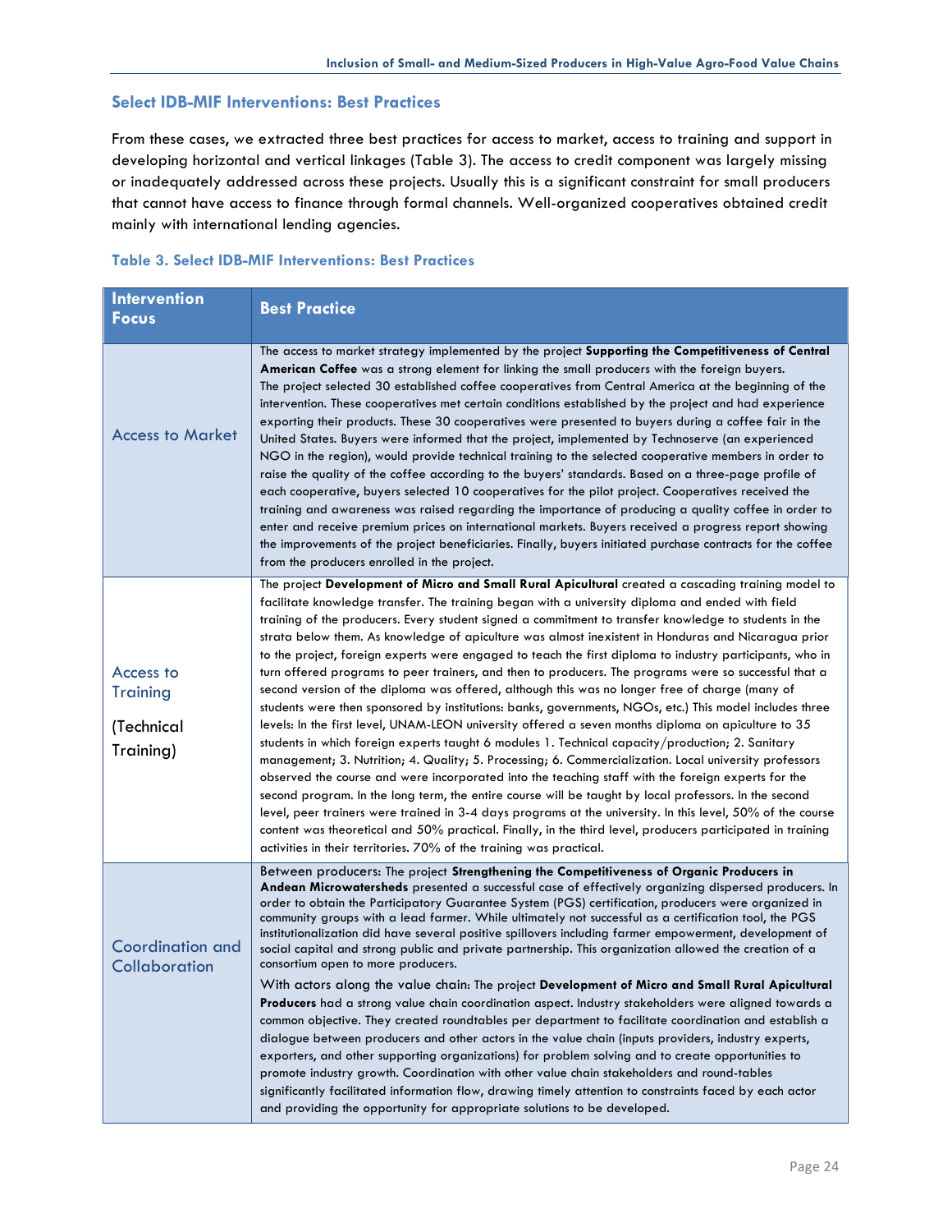## Select IDB-MIF Interventions: Best Practices

From these cases, we extracted three best practices for access to market, access to training and support in developing horizontal and vertical linkages (Table 3). The access to credit component was largely missing or inadequately addressed across these projects. Usually this is a significant constraint for small producers that cannot have access to finance through formal channels. Well-organized cooperatives obtained credit mainly with international lending agencies.

**Table 3. Select IDB-MIF Interventions: Best Practices**

| Intervention Focus | Best Practice |
|---|---|
| Access to Market | The access to market strategy implemented by the project **Supporting the Competitiveness of Central American Coffee** was a strong element for linking the small producers with the foreign buyers. The project selected 30 established coffee cooperatives from Central America at the beginning of the intervention. These cooperatives met certain conditions established by the project and had experience exporting their products. These 30 cooperatives were presented to buyers during a coffee fair in the United States. Buyers were informed that the project, implemented by Technoserve (an experienced NGO in the region), would provide technical training to the selected cooperative members in order to raise the quality of the coffee according to the buyers' standards. Based on a three-page profile of each cooperative, buyers selected 10 cooperatives for the pilot project. Cooperatives received the training and awareness was raised regarding the importance of producing a quality coffee in order to enter and receive premium prices on international markets. Buyers received a progress report showing the improvements of the project beneficiaries. Finally, buyers initiated purchase contracts for the coffee from the producers enrolled in the project. |
| Access to Training (Technical Training) | The project **Development of Micro and Small Rural Apicultural** created a cascading training model to facilitate knowledge transfer. The training began with a university diploma and ended with field training of the producers. Every student signed a commitment to transfer knowledge to students in the strata below them. As knowledge of apiculture was almost inexistent in Honduras and Nicaragua prior to the project, foreign experts were engaged to teach the first diploma to industry participants, who in turn offered programs to peer trainers, and then to producers. The programs were so successful that a second version of the diploma was offered, although this was no longer free of charge (many of students were then sponsored by institutions: banks, governments, NGOs, etc.) This model includes three levels: In the first level, UNAM-LEON university offered a seven months diploma on apiculture to 35 students in which foreign experts taught 6 modules 1. Technical capacity/production; 2. Sanitary management; 3. Nutrition; 4. Quality; 5. Processing; 6. Commercialization. Local university professors observed the course and were incorporated into the teaching staff with the foreign experts for the second program. In the long term, the entire course will be taught by local professors. In the second level, peer trainers were trained in 3-4 days programs at the university. In this level, 50% of the course content was theoretical and 50% practical. Finally, in the third level, producers participated in training activities in their territories. 70% of the training was practical. |
| Coordination and Collaboration | Between producers: The project **Strengthening the Competitiveness of Organic Producers in Andean Microwatersheds** presented a successful case of effectively organizing dispersed producers. In order to obtain the Participatory Guarantee System (PGS) certification, producers were organized in community groups with a lead farmer. While ultimately not successful as a certification tool, the PGS institutionalization did have several positive spillovers including farmer empowerment, development of social capital and strong public and private partnership. This organization allowed the creation of a consortium open to more producers.<br><br>With actors along the value chain: The project **Development of Micro and Small Rural Apicultural Producers** had a strong value chain coordination aspect. Industry stakeholders were aligned towards a common objective. They created roundtables per department to facilitate coordination and establish a dialogue between producers and other actors in the value chain (inputs providers, industry experts, exporters, and other supporting organizations) for problem solving and to create opportunities to promote industry growth. Coordination with other value chain stakeholders and round-tables significantly facilitated information flow, drawing timely attention to constraints faced by each actor and providing the opportunity for appropriate solutions to be developed. |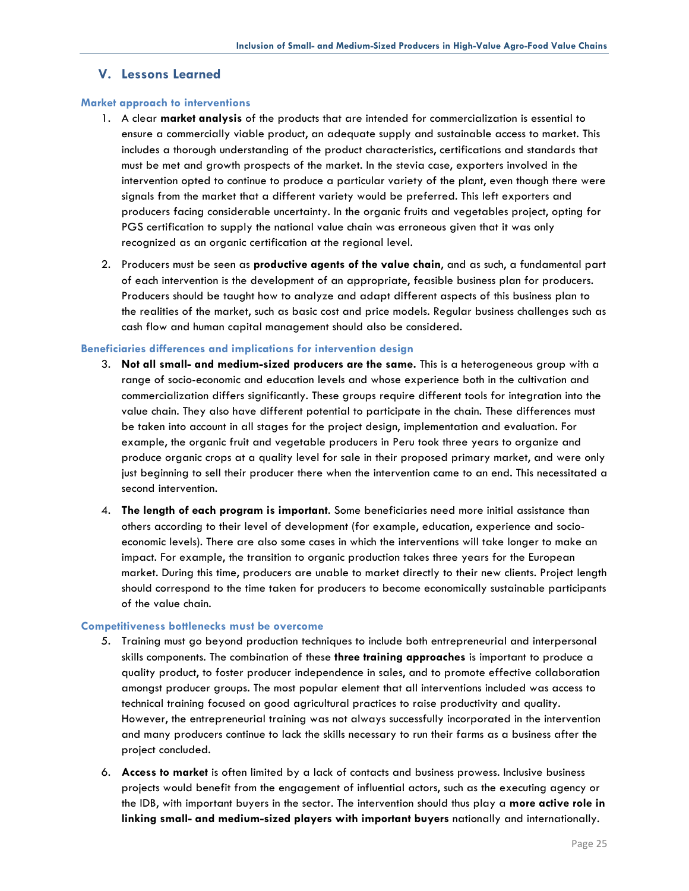## V. Lessons Learned

### Market approach to interventions

1. A clear **market analysis** of the products that are intended for commercialization is essential to ensure a commercially viable product, an adequate supply and sustainable access to market. This includes a thorough understanding of the product characteristics, certifications and standards that must be met and growth prospects of the market. In the stevia case, exporters involved in the intervention opted to continue to produce a particular variety of the plant, even though there were signals from the market that a different variety would be preferred. This left exporters and producers facing considerable uncertainty. In the organic fruits and vegetables project, opting for PGS certification to supply the national value chain was erroneous given that it was only recognized as an organic certification at the regional level.

2. Producers must be seen as **productive agents of the value chain**, and as such, a fundamental part of each intervention is the development of an appropriate, feasible business plan for producers. Producers should be taught how to analyze and adapt different aspects of this business plan to the realities of the market, such as basic cost and price models. Regular business challenges such as cash flow and human capital management should also be considered.

### Beneficiaries differences and implications for intervention design

3. **Not all small- and medium-sized producers are the same.** This is a heterogeneous group with a range of socio-economic and education levels and whose experience both in the cultivation and commercialization differs significantly. These groups require different tools for integration into the value chain. They also have different potential to participate in the chain. These differences must be taken into account in all stages for the project design, implementation and evaluation. For example, the organic fruit and vegetable producers in Peru took three years to organize and produce organic crops at a quality level for sale in their proposed primary market, and were only just beginning to sell their producer there when the intervention came to an end. This necessitated a second intervention.

4. **The length of each program is important**. Some beneficiaries need more initial assistance than others according to their level of development (for example, education, experience and socio-economic levels). There are also some cases in which the interventions will take longer to make an impact. For example, the transition to organic production takes three years for the European market. During this time, producers are unable to market directly to their new clients. Project length should correspond to the time taken for producers to become economically sustainable participants of the value chain.

### Competitiveness bottlenecks must be overcome

5. Training must go beyond production techniques to include both entrepreneurial and interpersonal skills components. The combination of these **three training approaches** is important to produce a quality product, to foster producer independence in sales, and to promote effective collaboration amongst producer groups. The most popular element that all interventions included was access to technical training focused on good agricultural practices to raise productivity and quality. However, the entrepreneurial training was not always successfully incorporated in the intervention and many producers continue to lack the skills necessary to run their farms as a business after the project concluded.

6. **Access to market** is often limited by a lack of contacts and business prowess. Inclusive business projects would benefit from the engagement of influential actors, such as the executing agency or the IDB, with important buyers in the sector. The intervention should thus play a **more active role in linking small- and medium-sized players with important buyers** nationally and internationally.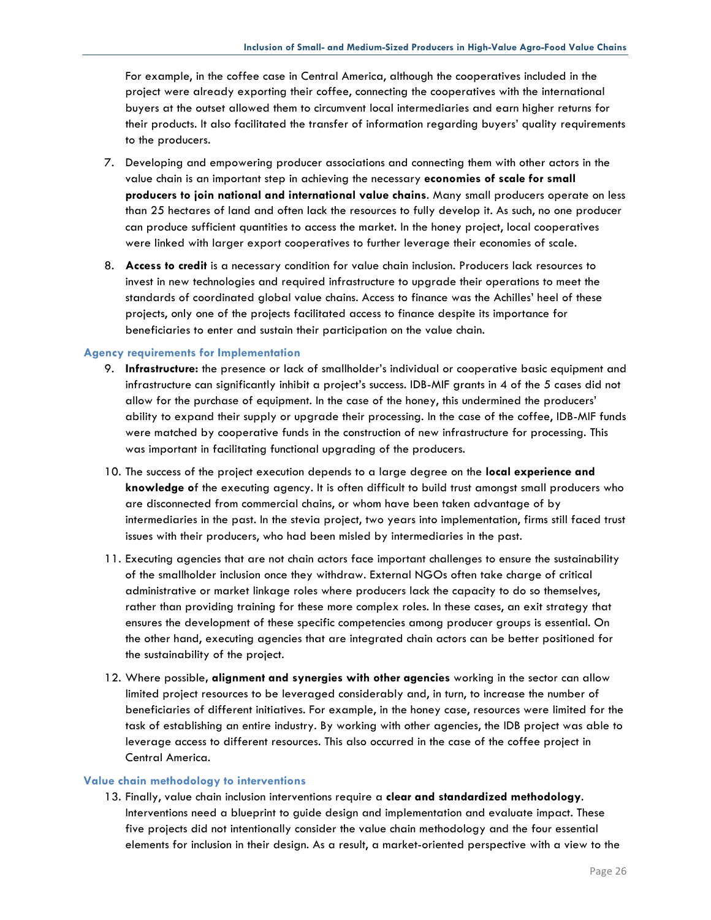For example, in the coffee case in Central America, although the cooperatives included in the project were already exporting their coffee, connecting the cooperatives with the international buyers at the outset allowed them to circumvent local intermediaries and earn higher returns for their products. It also facilitated the transfer of information regarding buyers' quality requirements to the producers.

7. Developing and empowering producer associations and connecting them with other actors in the value chain is an important step in achieving the necessary **economies of scale for small producers to join national and international value chains**. Many small producers operate on less than 25 hectares of land and often lack the resources to fully develop it. As such, no one producer can produce sufficient quantities to access the market. In the honey project, local cooperatives were linked with larger export cooperatives to further leverage their economies of scale.

8. **Access to credit** is a necessary condition for value chain inclusion. Producers lack resources to invest in new technologies and required infrastructure to upgrade their operations to meet the standards of coordinated global value chains. Access to finance was the Achilles' heel of these projects, only one of the projects facilitated access to finance despite its importance for beneficiaries to enter and sustain their participation on the value chain.

### Agency requirements for Implementation

9. **Infrastructure:** the presence or lack of smallholder's individual or cooperative basic equipment and infrastructure can significantly inhibit a project's success. IDB-MIF grants in 4 of the 5 cases did not allow for the purchase of equipment. In the case of the honey, this undermined the producers' ability to expand their supply or upgrade their processing. In the case of the coffee, IDB-MIF funds were matched by cooperative funds in the construction of new infrastructure for processing. This was important in facilitating functional upgrading of the producers.

10. The success of the project execution depends to a large degree on the **local experience and knowledge o**f the executing agency. It is often difficult to build trust amongst small producers who are disconnected from commercial chains, or whom have been taken advantage of by intermediaries in the past. In the stevia project, two years into implementation, firms still faced trust issues with their producers, who had been misled by intermediaries in the past.

11. Executing agencies that are not chain actors face important challenges to ensure the sustainability of the smallholder inclusion once they withdraw. External NGOs often take charge of critical administrative or market linkage roles where producers lack the capacity to do so themselves, rather than providing training for these more complex roles. In these cases, an exit strategy that ensures the development of these specific competencies among producer groups is essential. On the other hand, executing agencies that are integrated chain actors can be better positioned for the sustainability of the project.

12. Where possible, **alignment and synergies with other agencies** working in the sector can allow limited project resources to be leveraged considerably and, in turn, to increase the number of beneficiaries of different initiatives. For example, in the honey case, resources were limited for the task of establishing an entire industry. By working with other agencies, the IDB project was able to leverage access to different resources. This also occurred in the case of the coffee project in Central America.

### Value chain methodology to interventions

13. Finally, value chain inclusion interventions require a **clear and standardized methodology**. Interventions need a blueprint to guide design and implementation and evaluate impact. These five projects did not intentionally consider the value chain methodology and the four essential elements for inclusion in their design. As a result, a market-oriented perspective with a view to the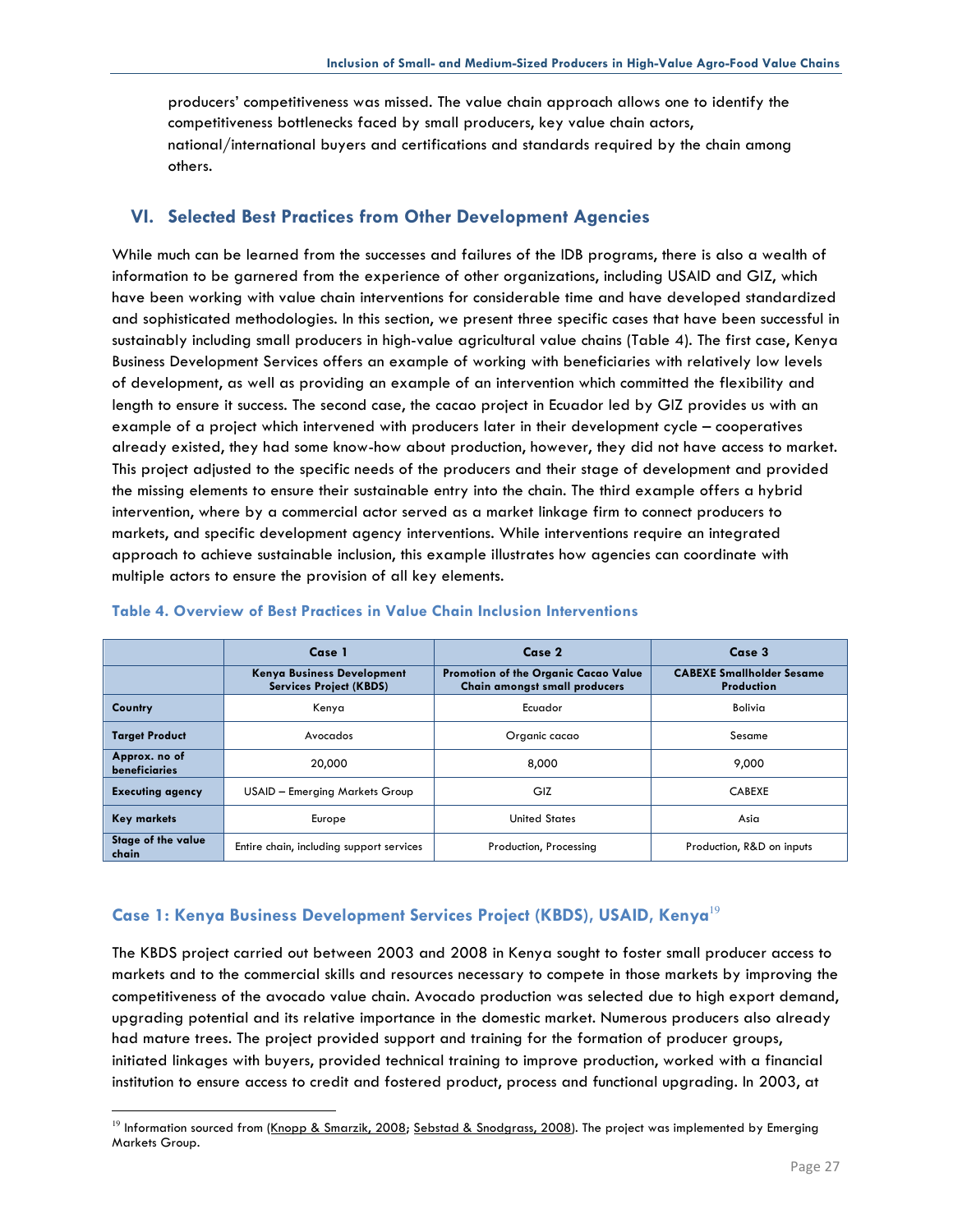producers' competitiveness was missed. The value chain approach allows one to identify the competitiveness bottlenecks faced by small producers, key value chain actors, national/international buyers and certifications and standards required by the chain among others.

## VI. Selected Best Practices from Other Development Agencies

While much can be learned from the successes and failures of the IDB programs, there is also a wealth of information to be garnered from the experience of other organizations, including USAID and GIZ, which have been working with value chain interventions for considerable time and have developed standardized and sophisticated methodologies. In this section, we present three specific cases that have been successful in sustainably including small producers in high-value agricultural value chains (Table 4). The first case, Kenya Business Development Services offers an example of working with beneficiaries with relatively low levels of development, as well as providing an example of an intervention which committed the flexibility and length to ensure it success. The second case, the cacao project in Ecuador led by GIZ provides us with an example of a project which intervened with producers later in their development cycle – cooperatives already existed, they had some know-how about production, however, they did not have access to market. This project adjusted to the specific needs of the producers and their stage of development and provided the missing elements to ensure their sustainable entry into the chain. The third example offers a hybrid intervention, where by a commercial actor served as a market linkage firm to connect producers to markets, and specific development agency interventions. While interventions require an integrated approach to achieve sustainable inclusion, this example illustrates how agencies can coordinate with multiple actors to ensure the provision of all key elements.

### Table 4. Overview of Best Practices in Value Chain Inclusion Interventions

| | Case 1 | Case 2 | Case 3 |
|---|---|---|---|
| | **Kenya Business Development Services Project (KBDS)** | **Promotion of the Organic Cacao Value Chain amongst small producers** | **CABEXE Smallholder Sesame Production** |
| **Country** | Kenya | Ecuador | Bolivia |
| **Target Product** | Avocados | Organic cacao | Sesame |
| **Approx. no of beneficiaries** | 20,000 | 8,000 | 9,000 |
| **Executing agency** | USAID – Emerging Markets Group | GIZ | CABEXE |
| **Key markets** | Europe | United States | Asia |
| **Stage of the value chain** | Entire chain, including support services | Production, Processing | Production, R&D on inputs |

### Case 1: Kenya Business Development Services Project (KBDS), USAID, Kenya[19]

The KBDS project carried out between 2003 and 2008 in Kenya sought to foster small producer access to markets and to the commercial skills and resources necessary to compete in those markets by improving the competitiveness of the avocado value chain. Avocado production was selected due to high export demand, upgrading potential and its relative importance in the domestic market. Numerous producers also already had mature trees. The project provided support and training for the formation of producer groups, initiated linkages with buyers, provided technical training to improve production, worked with a financial institution to ensure access to credit and fostered product, process and functional upgrading. In 2003, at

[19] Information sourced from (Knopp & Smarzik, 2008; Sebstad & Snodgrass, 2008). The project was implemented by Emerging Markets Group.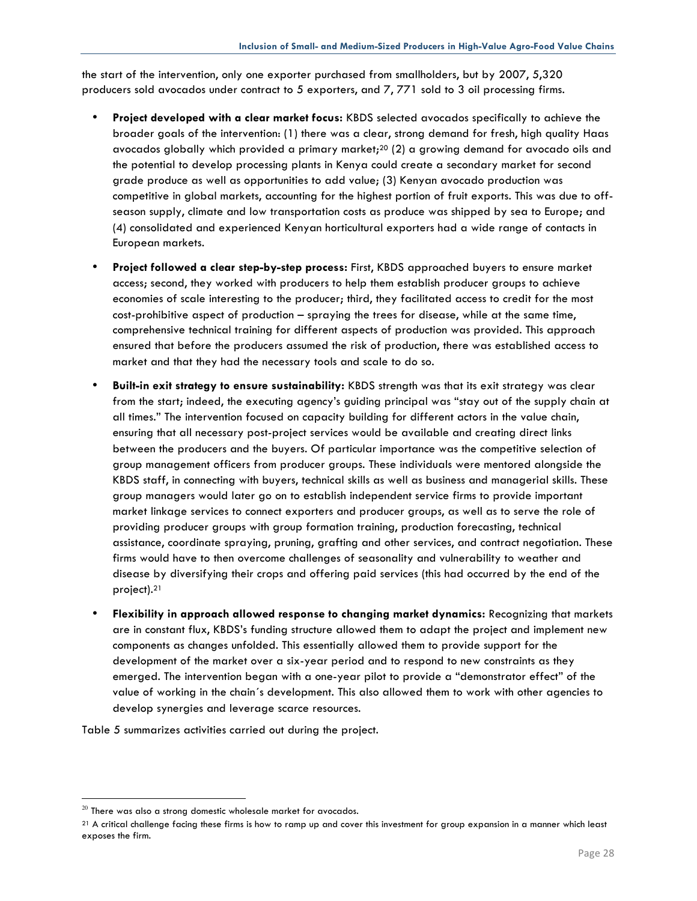the start of the intervention, only one exporter purchased from smallholders, but by 2007, 5,320 producers sold avocados under contract to 5 exporters, and 7, 771 sold to 3 oil processing firms.

- **Project developed with a clear market focus:** KBDS selected avocados specifically to achieve the broader goals of the intervention: (1) there was a clear, strong demand for fresh, high quality Haas avocados globally which provided a primary market;[20] (2) a growing demand for avocado oils and the potential to develop processing plants in Kenya could create a secondary market for second grade produce as well as opportunities to add value; (3) Kenyan avocado production was competitive in global markets, accounting for the highest portion of fruit exports. This was due to off-season supply, climate and low transportation costs as produce was shipped by sea to Europe; and (4) consolidated and experienced Kenyan horticultural exporters had a wide range of contacts in European markets.
- **Project followed a clear step-by-step process:** First, KBDS approached buyers to ensure market access; second, they worked with producers to help them establish producer groups to achieve economies of scale interesting to the producer; third, they facilitated access to credit for the most cost-prohibitive aspect of production – spraying the trees for disease, while at the same time, comprehensive technical training for different aspects of production was provided. This approach ensured that before the producers assumed the risk of production, there was established access to market and that they had the necessary tools and scale to do so.
- **Built-in exit strategy to ensure sustainability:** KBDS strength was that its exit strategy was clear from the start; indeed, the executing agency's guiding principal was "stay out of the supply chain at all times." The intervention focused on capacity building for different actors in the value chain, ensuring that all necessary post-project services would be available and creating direct links between the producers and the buyers. Of particular importance was the competitive selection of group management officers from producer groups. These individuals were mentored alongside the KBDS staff, in connecting with buyers, technical skills as well as business and managerial skills. These group managers would later go on to establish independent service firms to provide important market linkage services to connect exporters and producer groups, as well as to serve the role of providing producer groups with group formation training, production forecasting, technical assistance, coordinate spraying, pruning, grafting and other services, and contract negotiation. These firms would have to then overcome challenges of seasonality and vulnerability to weather and disease by diversifying their crops and offering paid services (this had occurred by the end of the project).[21]
- **Flexibility in approach allowed response to changing market dynamics:** Recognizing that markets are in constant flux, KBDS's funding structure allowed them to adapt the project and implement new components as changes unfolded. This essentially allowed them to provide support for the development of the market over a six-year period and to respond to new constraints as they emerged. The intervention began with a one-year pilot to provide a "demonstrator effect" of the value of working in the chain´s development. This also allowed them to work with other agencies to develop synergies and leverage scarce resources.

Table 5 summarizes activities carried out during the project.

[20] There was also a strong domestic wholesale market for avocados.

[21] A critical challenge facing these firms is how to ramp up and cover this investment for group expansion in a manner which least exposes the firm.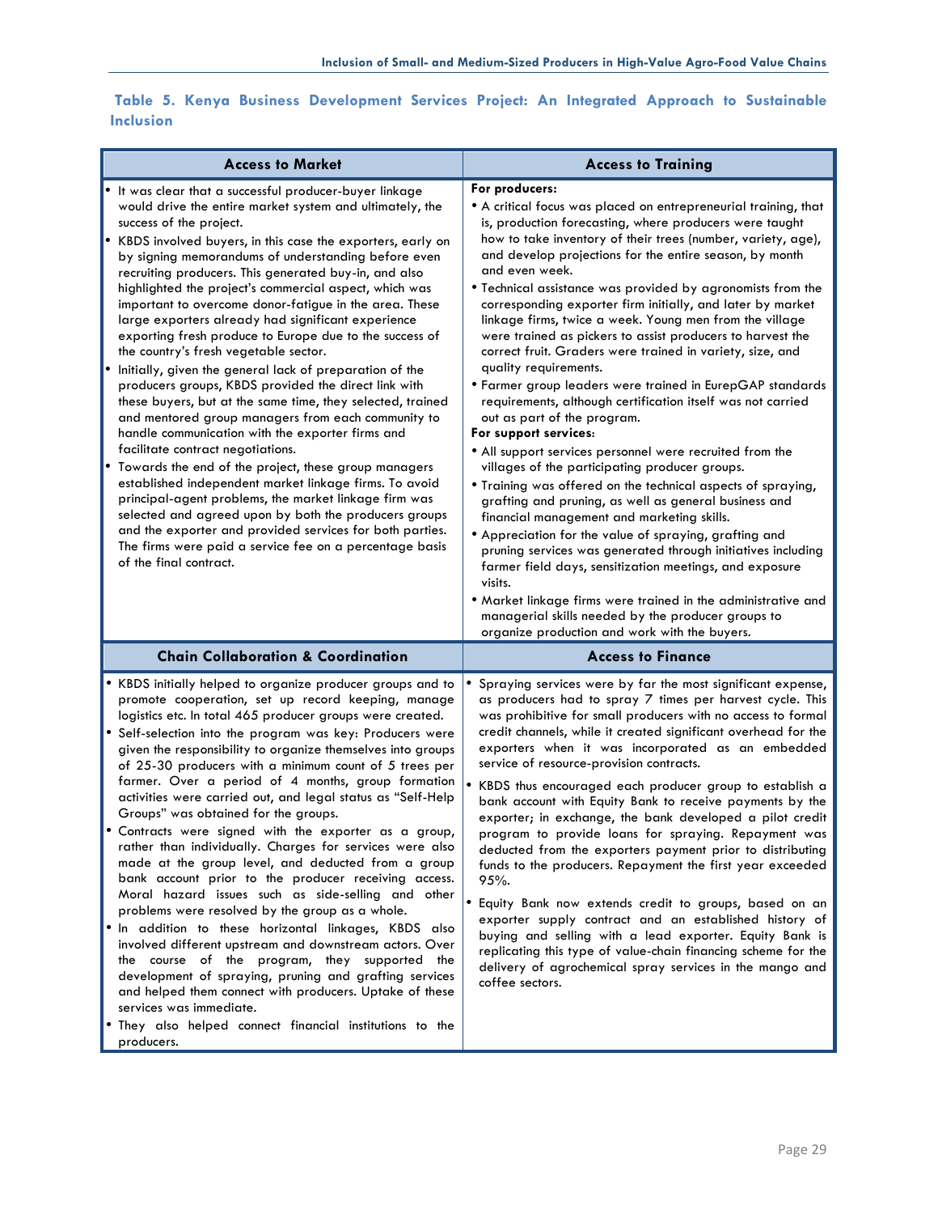**Table 5. Kenya Business Development Services Project: An Integrated Approach to Sustainable Inclusion**

| Access to Market | Access to Training |
|---|---|
| • It was clear that a successful producer-buyer linkage would drive the entire market system and ultimately, the success of the project.<br>• KBDS involved buyers, in this case the exporters, early on by signing memorandums of understanding before even recruiting producers. This generated buy-in, and also highlighted the project's commercial aspect, which was important to overcome donor-fatigue in the area. These large exporters already had significant experience exporting fresh produce to Europe due to the success of the country's fresh vegetable sector.<br>• Initially, given the general lack of preparation of the producers groups, KBDS provided the direct link with these buyers, but at the same time, they selected, trained and mentored group managers from each community to handle communication with the exporter firms and facilitate contract negotiations.<br>• Towards the end of the project, these group managers established independent market linkage firms. To avoid principal-agent problems, the market linkage firm was selected and agreed upon by both the producers groups and the exporter and provided services for both parties. The firms were paid a service fee on a percentage basis of the final contract. | **For producers:**<br>• A critical focus was placed on entrepreneurial training, that is, production forecasting, where producers were taught how to take inventory of their trees (number, variety, age), and develop projections for the entire season, by month and even week.<br>• Technical assistance was provided by agronomists from the corresponding exporter firm initially, and later by market linkage firms, twice a week. Young men from the village were trained as pickers to assist producers to harvest the correct fruit. Graders were trained in variety, size, and quality requirements.<br>• Farmer group leaders were trained in EurepGAP standards requirements, although certification itself was not carried out as part of the program.<br>**For support services:**<br>• All support services personnel were recruited from the villages of the participating producer groups.<br>• Training was offered on the technical aspects of spraying, grafting and pruning, as well as general business and financial management and marketing skills.<br>• Appreciation for the value of spraying, grafting and pruning services was generated through initiatives including farmer field days, sensitization meetings, and exposure visits.<br>• Market linkage firms were trained in the administrative and managerial skills needed by the producer groups to organize production and work with the buyers. |
| **Chain Collaboration & Coordination** | **Access to Finance** |
| • KBDS initially helped to organize producer groups and to promote cooperation, set up record keeping, manage logistics etc. In total 465 producer groups were created.<br>• Self-selection into the program was key: Producers were given the responsibility to organize themselves into groups of 25-30 producers with a minimum count of 5 trees per farmer. Over a period of 4 months, group formation activities were carried out, and legal status as "Self-Help Groups" was obtained for the groups.<br>• Contracts were signed with the exporter as a group, rather than individually. Charges for services were also made at the group level, and deducted from a group bank account prior to the producer receiving access. Moral hazard issues such as side-selling and other problems were resolved by the group as a whole.<br>• In addition to these horizontal linkages, KBDS also involved different upstream and downstream actors. Over the course of the program, they supported the development of spraying, pruning and grafting services and helped them connect with producers. Uptake of these services was immediate.<br>• They also helped connect financial institutions to the producers. | • Spraying services were by far the most significant expense, as producers had to spray 7 times per harvest cycle. This was prohibitive for small producers with no access to formal credit channels, while it created significant overhead for the exporters when it was incorporated as an embedded service of resource-provision contracts.<br>• KBDS thus encouraged each producer group to establish a bank account with Equity Bank to receive payments by the exporter; in exchange, the bank developed a pilot credit program to provide loans for spraying. Repayment was deducted from the exporters payment prior to distributing funds to the producers. Repayment the first year exceeded 95%.<br>• Equity Bank now extends credit to groups, based on an exporter supply contract and an established history of buying and selling with a lead exporter. Equity Bank is replicating this type of value-chain financing scheme for the delivery of agrochemical spray services in the mango and coffee sectors. |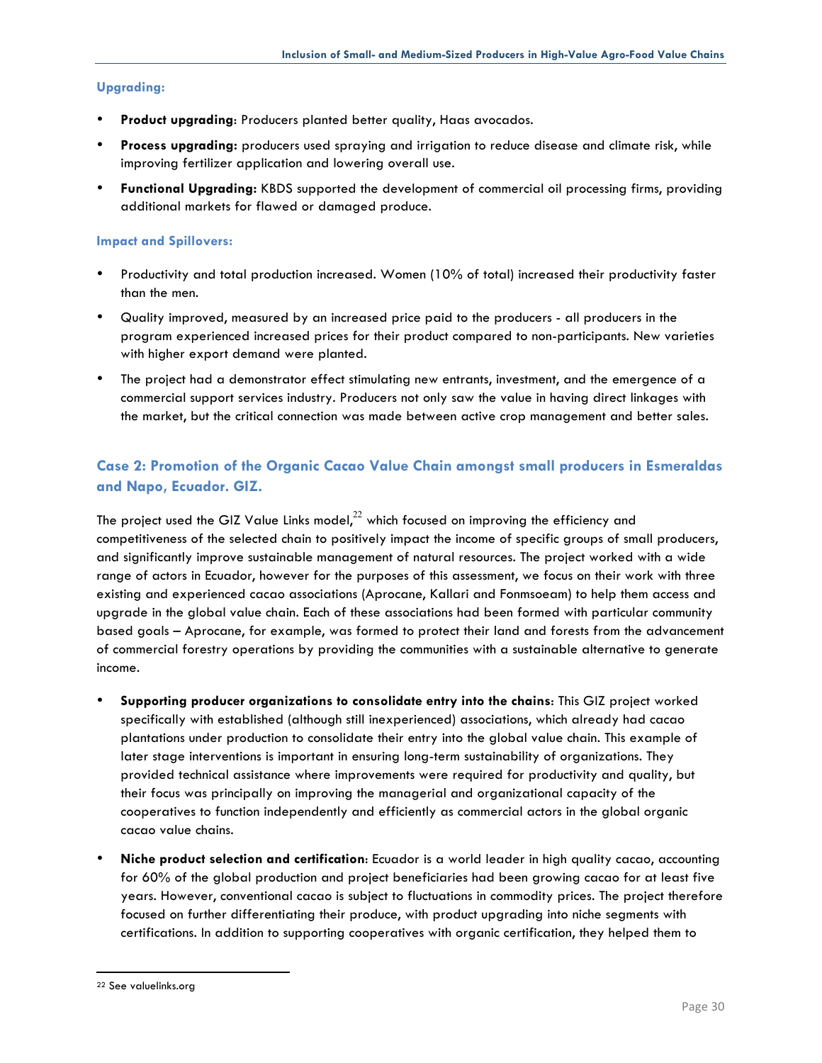**Upgrading:**

- **Product upgrading**: Producers planted better quality, Haas avocados.
- **Process upgrading:** producers used spraying and irrigation to reduce disease and climate risk, while improving fertilizer application and lowering overall use.
- **Functional Upgrading:** KBDS supported the development of commercial oil processing firms, providing additional markets for flawed or damaged produce.

**Impact and Spillovers:**

- Productivity and total production increased. Women (10% of total) increased their productivity faster than the men.
- Quality improved, measured by an increased price paid to the producers - all producers in the program experienced increased prices for their product compared to non-participants. New varieties with higher export demand were planted.
- The project had a demonstrator effect stimulating new entrants, investment, and the emergence of a commercial support services industry. Producers not only saw the value in having direct linkages with the market, but the critical connection was made between active crop management and better sales.

### Case 2: Promotion of the Organic Cacao Value Chain amongst small producers in Esmeraldas and Napo, Ecuador. GIZ.

The project used the GIZ Value Links model,[22] which focused on improving the efficiency and competitiveness of the selected chain to positively impact the income of specific groups of small producers, and significantly improve sustainable management of natural resources. The project worked with a wide range of actors in Ecuador, however for the purposes of this assessment, we focus on their work with three existing and experienced cacao associations (Aprocane, Kallari and Fonmsoeam) to help them access and upgrade in the global value chain. Each of these associations had been formed with particular community based goals – Aprocane, for example, was formed to protect their land and forests from the advancement of commercial forestry operations by providing the communities with a sustainable alternative to generate income.

- **Supporting producer organizations to consolidate entry into the chains**: This GIZ project worked specifically with established (although still inexperienced) associations, which already had cacao plantations under production to consolidate their entry into the global value chain. This example of later stage interventions is important in ensuring long-term sustainability of organizations. They provided technical assistance where improvements were required for productivity and quality, but their focus was principally on improving the managerial and organizational capacity of the cooperatives to function independently and efficiently as commercial actors in the global organic cacao value chains.
- **Niche product selection and certification**: Ecuador is a world leader in high quality cacao, accounting for 60% of the global production and project beneficiaries had been growing cacao for at least five years. However, conventional cacao is subject to fluctuations in commodity prices. The project therefore focused on further differentiating their produce, with product upgrading into niche segments with certifications. In addition to supporting cooperatives with organic certification, they helped them to

---

[22] See valuelinks.org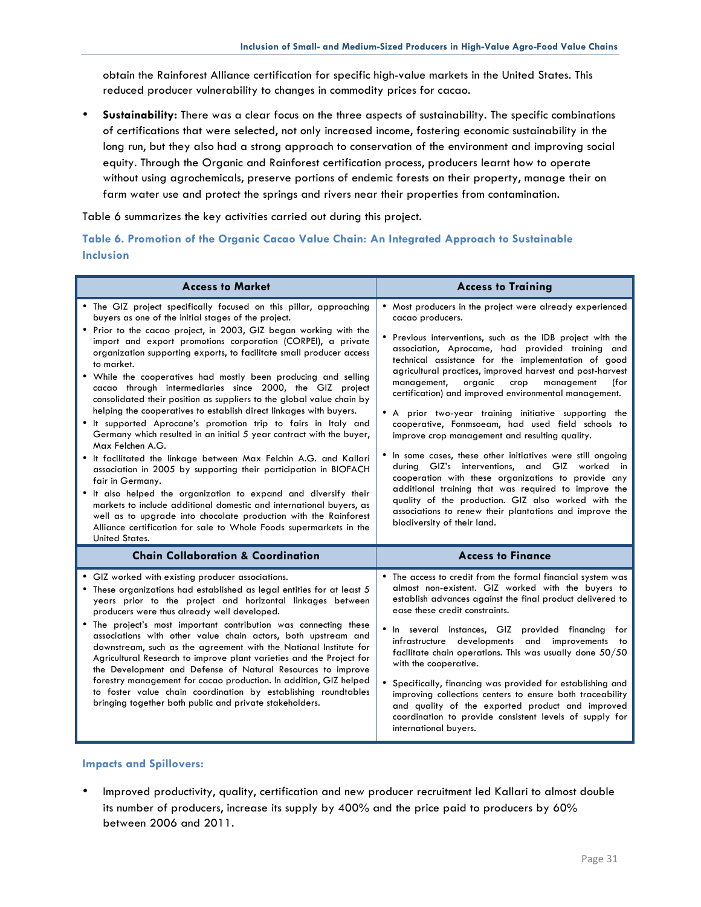obtain the Rainforest Alliance certification for specific high-value markets in the United States. This reduced producer vulnerability to changes in commodity prices for cacao.

- **Sustainability:** There was a clear focus on the three aspects of sustainability. The specific combinations of certifications that were selected, not only increased income, fostering economic sustainability in the long run, but they also had a strong approach to conservation of the environment and improving social equity. Through the Organic and Rainforest certification process, producers learnt how to operate without using agrochemicals, preserve portions of endemic forests on their property, manage their on farm water use and protect the springs and rivers near their properties from contamination.

Table 6 summarizes the key activities carried out during this project.

### Table 6. Promotion of the Organic Cacao Value Chain: An Integrated Approach to Sustainable Inclusion

| Access to Market | Access to Training |
|---|---|
| • The GIZ project specifically focused on this pillar, approaching buyers as one of the initial stages of the project.<br>• Prior to the cacao project, in 2003, GIZ began working with the import and export promotions corporation (CORPEI), a private organization supporting exports, to facilitate small producer access to market.<br>• While the cooperatives had mostly been producing and selling cacao through intermediaries since 2000, the GIZ project consolidated their position as suppliers to the global value chain by helping the cooperatives to establish direct linkages with buyers.<br>• It supported Aprocane's promotion trip to fairs in Italy and Germany which resulted in an initial 5 year contract with the buyer, Max Felchen A.G.<br>• It facilitated the linkage between Max Felchin A.G. and Kallari association in 2005 by supporting their participation in BIOFACH fair in Germany.<br>• It also helped the organization to expand and diversify their markets to include additional domestic and international buyers, as well as to upgrade into chocolate production with the Rainforest Alliance certification for sale to Whole Foods supermarkets in the United States. | • Most producers in the project were already experienced cacao producers.<br>• Previous interventions, such as the IDB project with the association, Aprocame, had provided training and technical assistance for the implementation of good agricultural practices, improved harvest and post-harvest management, organic crop management (for certification) and improved environmental management.<br>• A prior two-year training initiative supporting the cooperative, Fonmsoeam, had used field schools to improve crop management and resulting quality.<br>• In some cases, these other initiatives were still ongoing during GIZ's interventions, and GIZ worked in cooperation with these organizations to provide any additional training that was required to improve the quality of the production. GIZ also worked with the associations to renew their plantations and improve the biodiversity of their land. |
| **Chain Collaboration & Coordination** | **Access to Finance** |
| • GIZ worked with existing producer associations.<br>• These organizations had established as legal entities for at least 5 years prior to the project and horizontal linkages between producers were thus already well developed.<br>• The project's most important contribution was connecting these associations with other value chain actors, both upstream and downstream, such as the agreement with the National Institute for Agricultural Research to improve plant varieties and the Project for the Development and Defense of Natural Resources to improve forestry management for cacao production. In addition, GIZ helped to foster value chain coordination by establishing roundtables bringing together both public and private stakeholders. | • The access to credit from the formal financial system was almost non-existent. GIZ worked with the buyers to establish advances against the final product delivered to ease these credit constraints.<br>• In several instances, GIZ provided financing for infrastructure developments and improvements to facilitate chain operations. This was usually done 50/50 with the cooperative.<br>• Specifically, financing was provided for establishing and improving collections centers to ensure both traceability and quality of the exported product and improved coordination to provide consistent levels of supply for international buyers. |

### Impacts and Spillovers:

- Improved productivity, quality, certification and new producer recruitment led Kallari to almost double its number of producers, increase its supply by 400% and the price paid to producers by 60% between 2006 and 2011.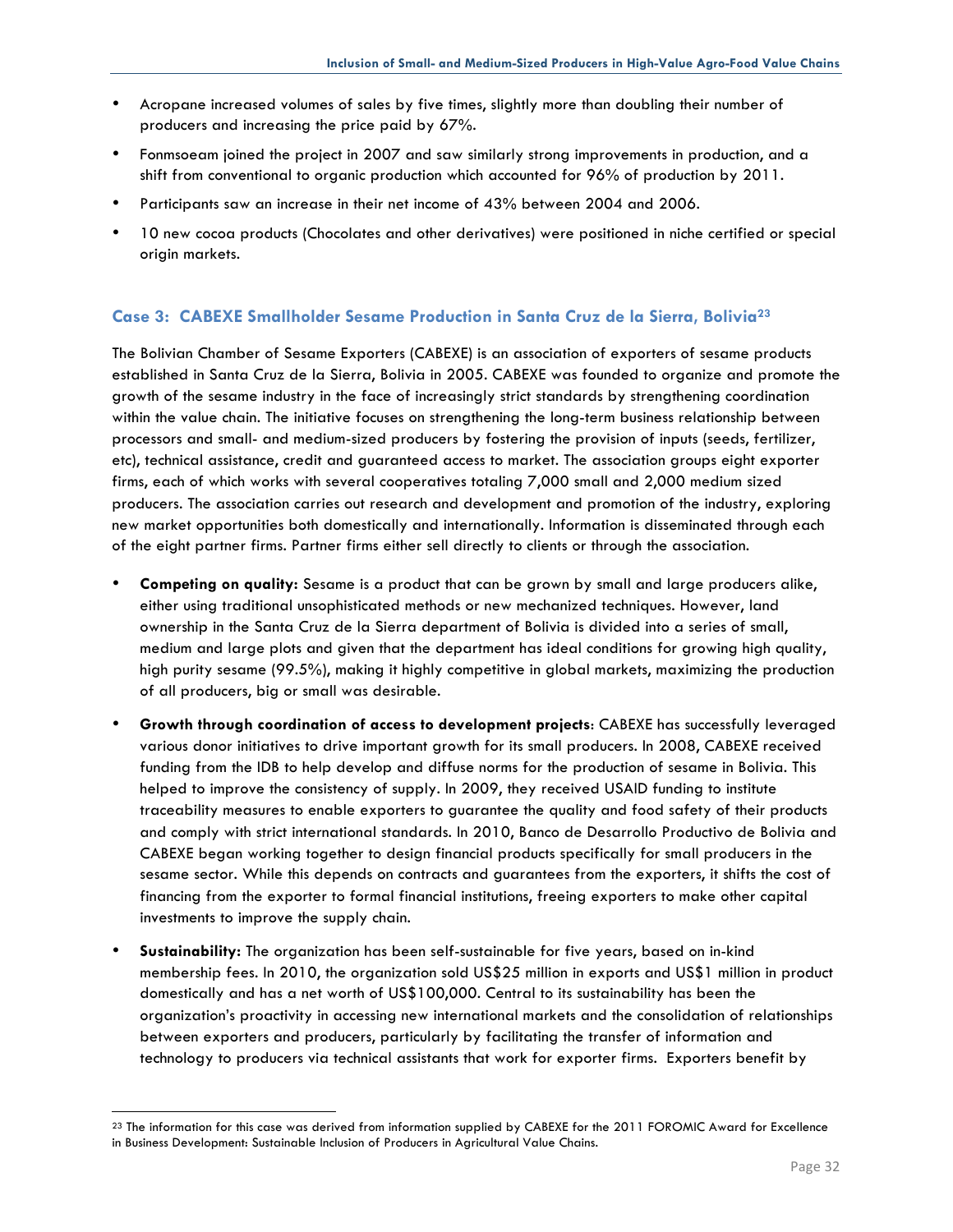- Acropane increased volumes of sales by five times, slightly more than doubling their number of producers and increasing the price paid by 67%.
- Fonmsoeam joined the project in 2007 and saw similarly strong improvements in production, and a shift from conventional to organic production which accounted for 96% of production by 2011.
- Participants saw an increase in their net income of 43% between 2004 and 2006.
- 10 new cocoa products (Chocolates and other derivatives) were positioned in niche certified or special origin markets.

### Case 3: CABEXE Smallholder Sesame Production in Santa Cruz de la Sierra, Bolivia[23]

The Bolivian Chamber of Sesame Exporters (CABEXE) is an association of exporters of sesame products established in Santa Cruz de la Sierra, Bolivia in 2005. CABEXE was founded to organize and promote the growth of the sesame industry in the face of increasingly strict standards by strengthening coordination within the value chain. The initiative focuses on strengthening the long-term business relationship between processors and small- and medium-sized producers by fostering the provision of inputs (seeds, fertilizer, etc), technical assistance, credit and guaranteed access to market. The association groups eight exporter firms, each of which works with several cooperatives totaling 7,000 small and 2,000 medium sized producers. The association carries out research and development and promotion of the industry, exploring new market opportunities both domestically and internationally. Information is disseminated through each of the eight partner firms. Partner firms either sell directly to clients or through the association.

- **Competing on quality:** Sesame is a product that can be grown by small and large producers alike, either using traditional unsophisticated methods or new mechanized techniques. However, land ownership in the Santa Cruz de la Sierra department of Bolivia is divided into a series of small, medium and large plots and given that the department has ideal conditions for growing high quality, high purity sesame (99.5%), making it highly competitive in global markets, maximizing the production of all producers, big or small was desirable.
- **Growth through coordination of access to development projects**: CABEXE has successfully leveraged various donor initiatives to drive important growth for its small producers. In 2008, CABEXE received funding from the IDB to help develop and diffuse norms for the production of sesame in Bolivia. This helped to improve the consistency of supply. In 2009, they received USAID funding to institute traceability measures to enable exporters to guarantee the quality and food safety of their products and comply with strict international standards. In 2010, Banco de Desarrollo Productivo de Bolivia and CABEXE began working together to design financial products specifically for small producers in the sesame sector. While this depends on contracts and guarantees from the exporters, it shifts the cost of financing from the exporter to formal financial institutions, freeing exporters to make other capital investments to improve the supply chain.
- **Sustainability:** The organization has been self-sustainable for five years, based on in-kind membership fees. In 2010, the organization sold US$25 million in exports and US$1 million in product domestically and has a net worth of US$100,000. Central to its sustainability has been the organization's proactivity in accessing new international markets and the consolidation of relationships between exporters and producers, particularly by facilitating the transfer of information and technology to producers via technical assistants that work for exporter firms. Exporters benefit by

[23] The information for this case was derived from information supplied by CABEXE for the 2011 FOROMIC Award for Excellence in Business Development: Sustainable Inclusion of Producers in Agricultural Value Chains.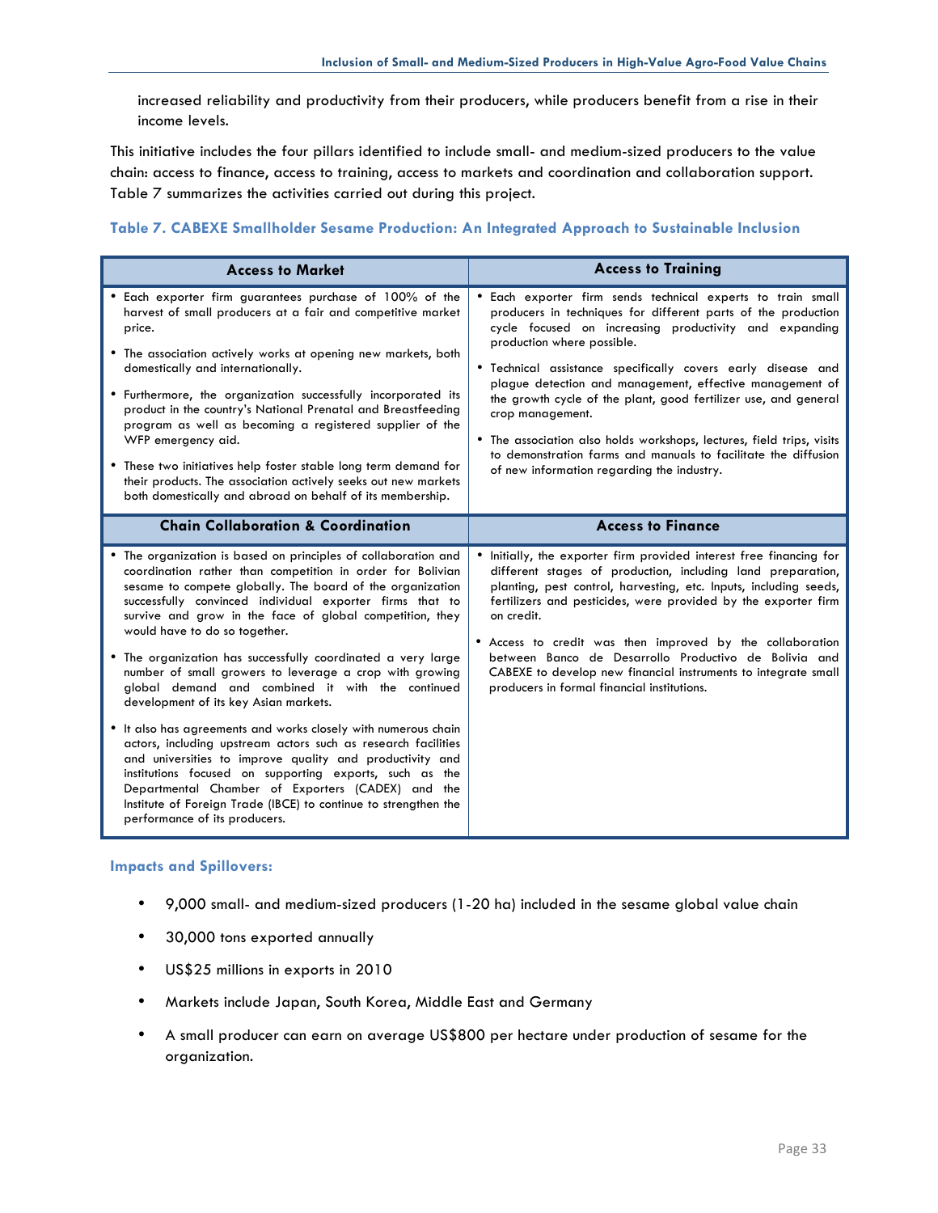increased reliability and productivity from their producers, while producers benefit from a rise in their income levels.

This initiative includes the four pillars identified to include small- and medium-sized producers to the value chain: access to finance, access to training, access to markets and coordination and collaboration support. Table 7 summarizes the activities carried out during this project.

### Table 7. CABEXE Smallholder Sesame Production: An Integrated Approach to Sustainable Inclusion

| Access to Market | Access to Training |
|---|---|
| • Each exporter firm guarantees purchase of 100% of the harvest of small producers at a fair and competitive market price.<br>• The association actively works at opening new markets, both domestically and internationally.<br>• Furthermore, the organization successfully incorporated its product in the country's National Prenatal and Breastfeeding program as well as becoming a registered supplier of the WFP emergency aid.<br>• These two initiatives help foster stable long term demand for their products. The association actively seeks out new markets both domestically and abroad on behalf of its membership. | • Each exporter firm sends technical experts to train small producers in techniques for different parts of the production cycle focused on increasing productivity and expanding production where possible.<br>• Technical assistance specifically covers early disease and plague detection and management, effective management of the growth cycle of the plant, good fertilizer use, and general crop management.<br>• The association also holds workshops, lectures, field trips, visits to demonstration farms and manuals to facilitate the diffusion of new information regarding the industry. |
| **Chain Collaboration & Coordination** | **Access to Finance** |
| • The organization is based on principles of collaboration and coordination rather than competition in order for Bolivian sesame to compete globally. The board of the organization successfully convinced individual exporter firms that to survive and grow in the face of global competition, they would have to do so together.<br>• The organization has successfully coordinated a very large number of small growers to leverage a crop with growing global demand and combined it with the continued development of its key Asian markets.<br>• It also has agreements and works closely with numerous chain actors, including upstream actors such as research facilities and universities to improve quality and productivity and institutions focused on supporting exports, such as the Departmental Chamber of Exporters (CADEX) and the Institute of Foreign Trade (IBCE) to continue to strengthen the performance of its producers. | • Initially, the exporter firm provided interest free financing for different stages of production, including land preparation, planting, pest control, harvesting, etc. Inputs, including seeds, fertilizers and pesticides, were provided by the exporter firm on credit.<br>• Access to credit was then improved by the collaboration between Banco de Desarrollo Productivo de Bolivia and CABEXE to develop new financial instruments to integrate small producers in formal financial institutions. |

### Impacts and Spillovers:

- 9,000 small- and medium-sized producers (1-20 ha) included in the sesame global value chain
- 30,000 tons exported annually
- US$25 millions in exports in 2010
- Markets include Japan, South Korea, Middle East and Germany
- A small producer can earn on average US$800 per hectare under production of sesame for the organization.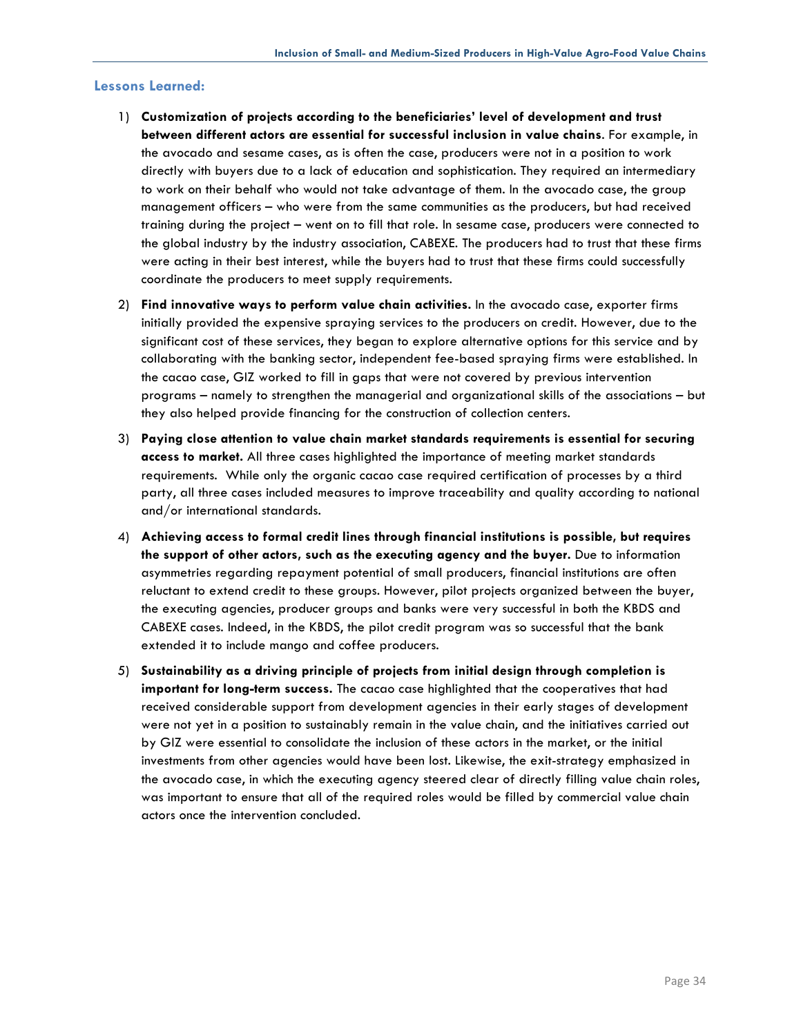### Lessons Learned:

1) **Customization of projects according to the beneficiaries' level of development and trust between different actors are essential for successful inclusion in value chains**. For example, in the avocado and sesame cases, as is often the case, producers were not in a position to work directly with buyers due to a lack of education and sophistication. They required an intermediary to work on their behalf who would not take advantage of them. In the avocado case, the group management officers – who were from the same communities as the producers, but had received training during the project – went on to fill that role. In sesame case, producers were connected to the global industry by the industry association, CABEXE. The producers had to trust that these firms were acting in their best interest, while the buyers had to trust that these firms could successfully coordinate the producers to meet supply requirements.

2) **Find innovative ways to perform value chain activities.** In the avocado case, exporter firms initially provided the expensive spraying services to the producers on credit. However, due to the significant cost of these services, they began to explore alternative options for this service and by collaborating with the banking sector, independent fee-based spraying firms were established. In the cacao case, GIZ worked to fill in gaps that were not covered by previous intervention programs – namely to strengthen the managerial and organizational skills of the associations – but they also helped provide financing for the construction of collection centers.

3) **Paying close attention to value chain market standards requirements is essential for securing access to market.** All three cases highlighted the importance of meeting market standards requirements. While only the organic cacao case required certification of processes by a third party, all three cases included measures to improve traceability and quality according to national and/or international standards.

4) **Achieving access to formal credit lines through financial institutions is possible, but requires the support of other actors, such as the executing agency and the buyer.** Due to information asymmetries regarding repayment potential of small producers, financial institutions are often reluctant to extend credit to these groups. However, pilot projects organized between the buyer, the executing agencies, producer groups and banks were very successful in both the KBDS and CABEXE cases. Indeed, in the KBDS, the pilot credit program was so successful that the bank extended it to include mango and coffee producers.

5) **Sustainability as a driving principle of projects from initial design through completion is important for long-term success.** The cacao case highlighted that the cooperatives that had received considerable support from development agencies in their early stages of development were not yet in a position to sustainably remain in the value chain, and the initiatives carried out by GIZ were essential to consolidate the inclusion of these actors in the market, or the initial investments from other agencies would have been lost. Likewise, the exit-strategy emphasized in the avocado case, in which the executing agency steered clear of directly filling value chain roles, was important to ensure that all of the required roles would be filled by commercial value chain actors once the intervention concluded.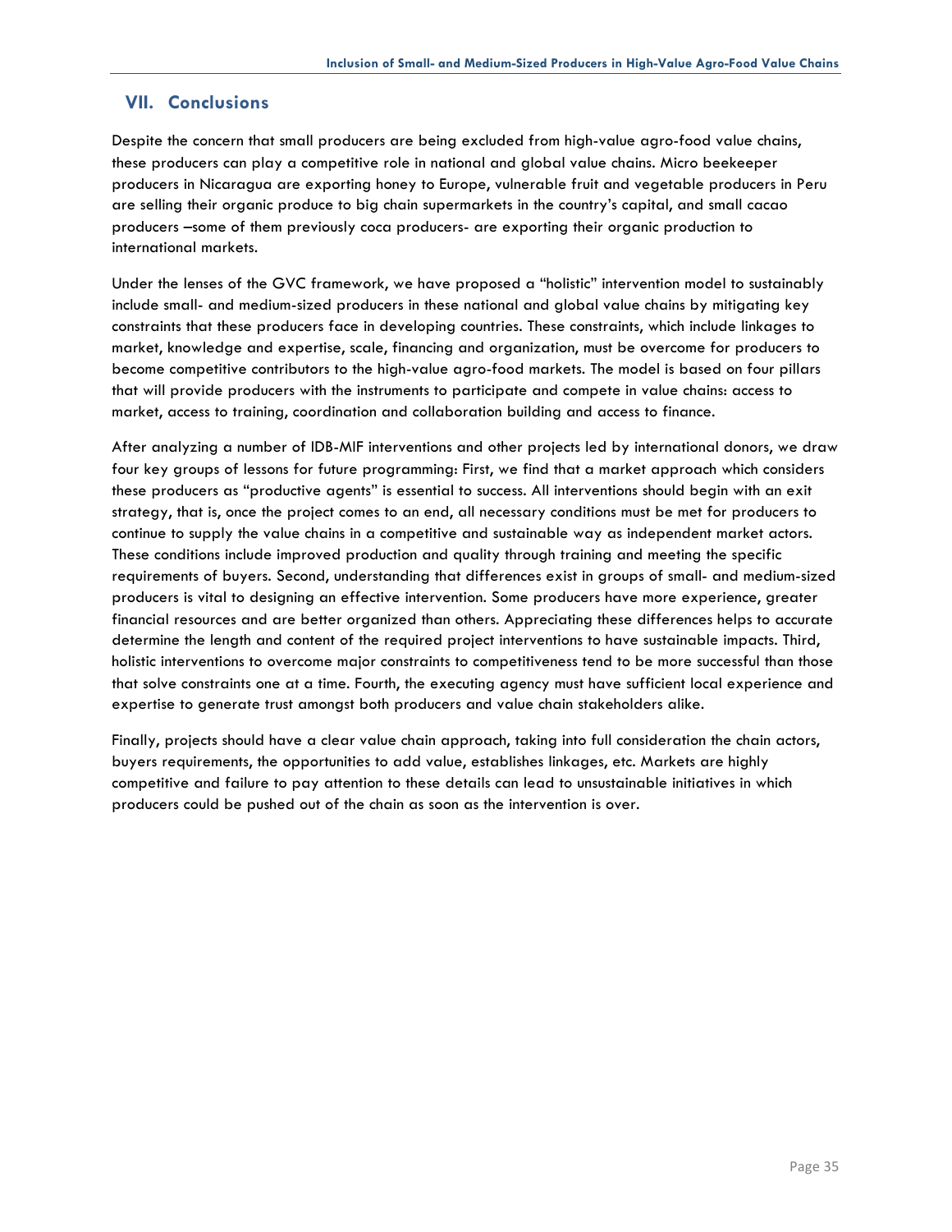## VII. Conclusions

Despite the concern that small producers are being excluded from high-value agro-food value chains, these producers can play a competitive role in national and global value chains. Micro beekeeper producers in Nicaragua are exporting honey to Europe, vulnerable fruit and vegetable producers in Peru are selling their organic produce to big chain supermarkets in the country's capital, and small cacao producers –some of them previously coca producers- are exporting their organic production to international markets.

Under the lenses of the GVC framework, we have proposed a "holistic" intervention model to sustainably include small- and medium-sized producers in these national and global value chains by mitigating key constraints that these producers face in developing countries. These constraints, which include linkages to market, knowledge and expertise, scale, financing and organization, must be overcome for producers to become competitive contributors to the high-value agro-food markets. The model is based on four pillars that will provide producers with the instruments to participate and compete in value chains: access to market, access to training, coordination and collaboration building and access to finance.

After analyzing a number of IDB-MIF interventions and other projects led by international donors, we draw four key groups of lessons for future programming: First, we find that a market approach which considers these producers as "productive agents" is essential to success. All interventions should begin with an exit strategy, that is, once the project comes to an end, all necessary conditions must be met for producers to continue to supply the value chains in a competitive and sustainable way as independent market actors. These conditions include improved production and quality through training and meeting the specific requirements of buyers. Second, understanding that differences exist in groups of small- and medium-sized producers is vital to designing an effective intervention. Some producers have more experience, greater financial resources and are better organized than others. Appreciating these differences helps to accurate determine the length and content of the required project interventions to have sustainable impacts. Third, holistic interventions to overcome major constraints to competitiveness tend to be more successful than those that solve constraints one at a time. Fourth, the executing agency must have sufficient local experience and expertise to generate trust amongst both producers and value chain stakeholders alike.

Finally, projects should have a clear value chain approach, taking into full consideration the chain actors, buyers requirements, the opportunities to add value, establishes linkages, etc. Markets are highly competitive and failure to pay attention to these details can lead to unsustainable initiatives in which producers could be pushed out of the chain as soon as the intervention is over.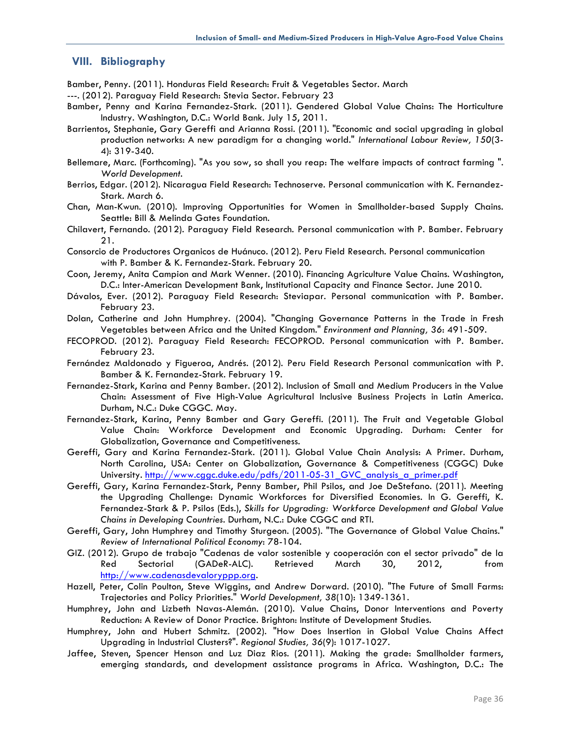## VIII. Bibliography

Bamber, Penny. (2011). Honduras Field Research: Fruit & Vegetables Sector. March

---. (2012). Paraguay Field Research: Stevia Sector. February 23

Bamber, Penny and Karina Fernandez-Stark. (2011). Gendered Global Value Chains: The Horticulture Industry. Washington, D.C.: World Bank. July 15, 2011.

Barrientos, Stephanie, Gary Gereffi and Arianna Rossi. (2011). "Economic and social upgrading in global production networks: A new paradigm for a changing world." *International Labour Review, 150*(3-4): 319-340.

Bellemare, Marc. (Forthcoming). "As you sow, so shall you reap: The welfare impacts of contract farming ". *World Development*.

Berrios, Edgar. (2012). Nicaragua Field Research: Technoserve. Personal communication with K. Fernandez-Stark. March 6.

Chan, Man-Kwun. (2010). Improving Opportunities for Women in Smallholder-based Supply Chains. Seattle: Bill & Melinda Gates Foundation.

Chilavert, Fernando. (2012). Paraguay Field Research. Personal communication with P. Bamber. February 21.

Consorcio de Productores Organicos de Huánuco. (2012). Peru Field Research. Personal communication with P. Bamber & K. Fernandez-Stark. February 20.

Coon, Jeremy, Anita Campion and Mark Wenner. (2010). Financing Agriculture Value Chains. Washington, D.C.: Inter-American Development Bank, Institutional Capacity and Finance Sector. June 2010.

Dávalos, Ever. (2012). Paraguay Field Research: Steviapar. Personal communication with P. Bamber. February 23.

Dolan, Catherine and John Humphrey. (2004). "Changing Governance Patterns in the Trade in Fresh Vegetables between Africa and the United Kingdom." *Environment and Planning, 36*: 491-509.

FECOPROD. (2012). Paraguay Field Research: FECOPROD. Personal communication with P. Bamber. February 23.

Fernández Maldonado y Figueroa, Andrés. (2012). Peru Field Research Personal communication with P. Bamber & K. Fernandez-Stark. February 19.

Fernandez-Stark, Karina and Penny Bamber. (2012). Inclusion of Small and Medium Producers in the Value Chain: Assessment of Five High-Value Agricultural Inclusive Business Projects in Latin America. Durham, N.C.: Duke CGGC. May.

Fernandez-Stark, Karina, Penny Bamber and Gary Gereffi. (2011). The Fruit and Vegetable Global Value Chain: Workforce Development and Economic Upgrading. Durham: Center for Globalization, Governance and Competitiveness.

Gereffi, Gary and Karina Fernandez-Stark. (2011). Global Value Chain Analysis: A Primer. Durham, North Carolina, USA: Center on Globalization, Governance & Competitiveness (CGGC) Duke University. http://www.cggc.duke.edu/pdfs/2011-05-31_GVC_analysis_a_primer.pdf

Gereffi, Gary, Karina Fernandez-Stark, Penny Bamber, Phil Psilos, and Joe DeStefano. (2011). Meeting the Upgrading Challenge: Dynamic Workforces for Diversified Economies. In G. Gereffi, K. Fernandez-Stark & P. Psilos (Eds.), *Skills for Upgrading: Workforce Development and Global Value Chains in Developing Countries*. Durham, N.C.: Duke CGGC and RTI.

Gereffi, Gary, John Humphrey and Timothy Sturgeon. (2005). "The Governance of Global Value Chains." *Review of International Political Economy*: 78-104.

GIZ. (2012). Grupo de trabajo "Cadenas de valor sostenible y cooperación con el sector privado" de la Red Sectorial (GADeR-ALC). Retrieved March 30, 2012, from http://www.cadenasdevalorppp.org.

Hazell, Peter, Colin Poulton, Steve Wiggins, and Andrew Dorward. (2010). "The Future of Small Farms: Trajectories and Policy Priorities." *World Development, 38*(10): 1349-1361.

Humphrey, John and Lizbeth Navas-Alemán. (2010). Value Chains, Donor Interventions and Poverty Reduction: A Review of Donor Practice. Brighton: Institute of Development Studies.

Humphrey, John and Hubert Schmitz. (2002). "How Does Insertion in Global Value Chains Affect Upgrading in Industrial Clusters?". *Regional Studies, 36*(9): 1017-1027.

Jaffee, Steven, Spencer Henson and Luz Diaz Rios. (2011). Making the grade: Smallholder farmers, emerging standards, and development assistance programs in Africa. Washington, D.C.: The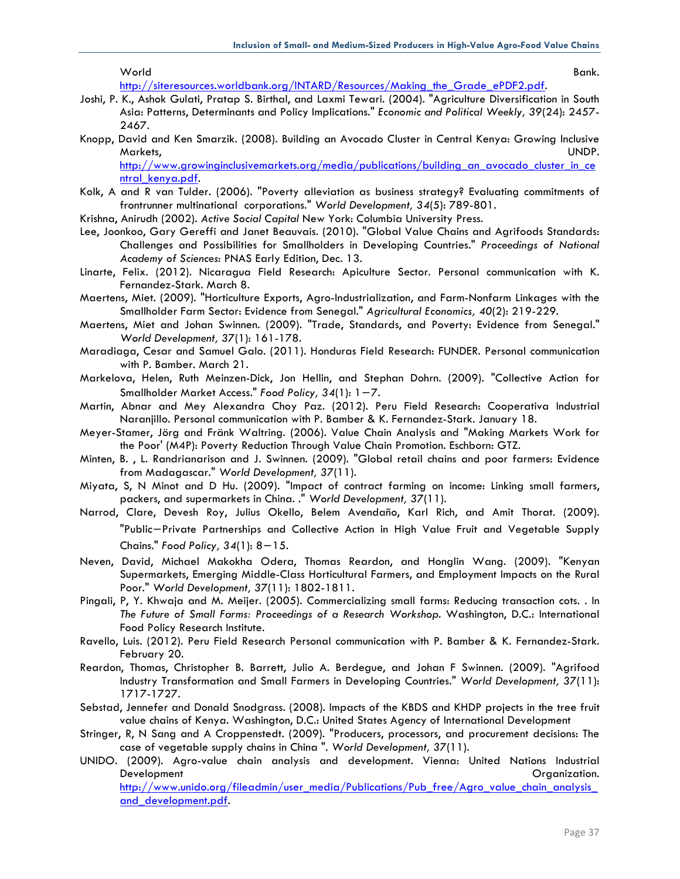World Bank. http://siteresources.worldbank.org/INTARD/Resources/Making_the_Grade_ePDF2.pdf.

Joshi, P. K., Ashok Gulati, Pratap S. Birthal, and Laxmi Tewari. (2004). "Agriculture Diversification in South Asia: Patterns, Determinants and Policy Implications." *Economic and Political Weekly, 39*(24): 2457-2467.

Knopp, David and Ken Smarzik. (2008). Building an Avocado Cluster in Central Kenya: Growing Inclusive Markets, UNDP. http://www.growinginclusivemarkets.org/media/publications/building_an_avocado_cluster_in_central_kenya.pdf.

Kolk, A and R van Tulder. (2006). "Poverty alleviation as business strategy? Evaluating commitments of frontrunner multinational corporations." *World Development, 34*(5): 789-801.

Krishna, Anirudh (2002). *Active Social Capital* New York: Columbia University Press.

Lee, Joonkoo, Gary Gereffi and Janet Beauvais. (2010). "Global Value Chains and Agrifoods Standards: Challenges and Possibilities for Smallholders in Developing Countries." *Proceedings of National Academy of Sciences*: PNAS Early Edition, Dec. 13.

Linarte, Felix. (2012). Nicaragua Field Research: Apiculture Sector. Personal communication with K. Fernandez-Stark. March 8.

Maertens, Miet. (2009). "Horticulture Exports, Agro-Industrialization, and Farm-Nonfarm Linkages with the Smallholder Farm Sector: Evidence from Senegal." *Agricultural Economics, 40*(2): 219-229.

Maertens, Miet and Johan Swinnen. (2009). "Trade, Standards, and Poverty: Evidence from Senegal." *World Development, 37*(1): 161-178.

Maradiaga, Cesar and Samuel Galo. (2011). Honduras Field Research: FUNDER. Personal communication with P. Bamber. March 21.

Markelova, Helen, Ruth Meinzen-Dick, Jon Hellin, and Stephan Dohrn. (2009). "Collective Action for Smallholder Market Access." *Food Policy, 34*(1): 1—7.

Martin, Abnar and Mey Alexandra Choy Paz. (2012). Peru Field Research: Cooperativa Industrial Naranjillo. Personal communication with P. Bamber & K. Fernandez-Stark. January 18.

Meyer-Stamer, Jörg and Fränk Waltring. (2006). Value Chain Analysis and "Making Markets Work for the Poor' (M4P): Poverty Reduction Through Value Chain Promotion. Eschborn: GTZ.

Minten, B. , L. Randrianarison and J. Swinnen. (2009). "Global retail chains and poor farmers: Evidence from Madagascar." *World Development, 37*(11).

Miyata, S, N Minot and D Hu. (2009). "Impact of contract farming on income: Linking small farmers, packers, and supermarkets in China. ." *World Development, 37*(11).

Narrod, Clare, Devesh Roy, Julius Okello, Belem Avendaño, Karl Rich, and Amit Thorat. (2009). "Public—Private Partnerships and Collective Action in High Value Fruit and Vegetable Supply Chains." *Food Policy, 34*(1): 8—15.

Neven, David, Michael Makokha Odera, Thomas Reardon, and Honglin Wang. (2009). "Kenyan Supermarkets, Emerging Middle-Class Horticultural Farmers, and Employment Impacts on the Rural Poor." *World Development, 37*(11): 1802-1811.

Pingali, P, Y. Khwaja and M. Meijer. (2005). Commercializing small farms: Reducing transaction cots. . In *The Future of Small Farms: Proceedings of a Research Workshop*. Washington, D.C.: International Food Policy Research Institute.

Ravello, Luis. (2012). Peru Field Research Personal communication with P. Bamber & K. Fernandez-Stark. February 20.

Reardon, Thomas, Christopher B. Barrett, Julio A. Berdegue, and Johan F Swinnen. (2009). "Agrifood Industry Transformation and Small Farmers in Developing Countries." *World Development, 37*(11): 1717-1727.

Sebstad, Jennefer and Donald Snodgrass. (2008). Impacts of the KBDS and KHDP projects in the tree fruit value chains of Kenya. Washington, D.C.: United States Agency of International Development

Stringer, R, N Sang and A Croppenstedt. (2009). "Producers, processors, and procurement decisions: The case of vegetable supply chains in China ". *World Development, 37*(11).

UNIDO. (2009). Agro-value chain analysis and development. Vienna: United Nations Industrial Development Organization. http://www.unido.org/fileadmin/user_media/Publications/Pub_free/Agro_value_chain_analysis_and_development.pdf.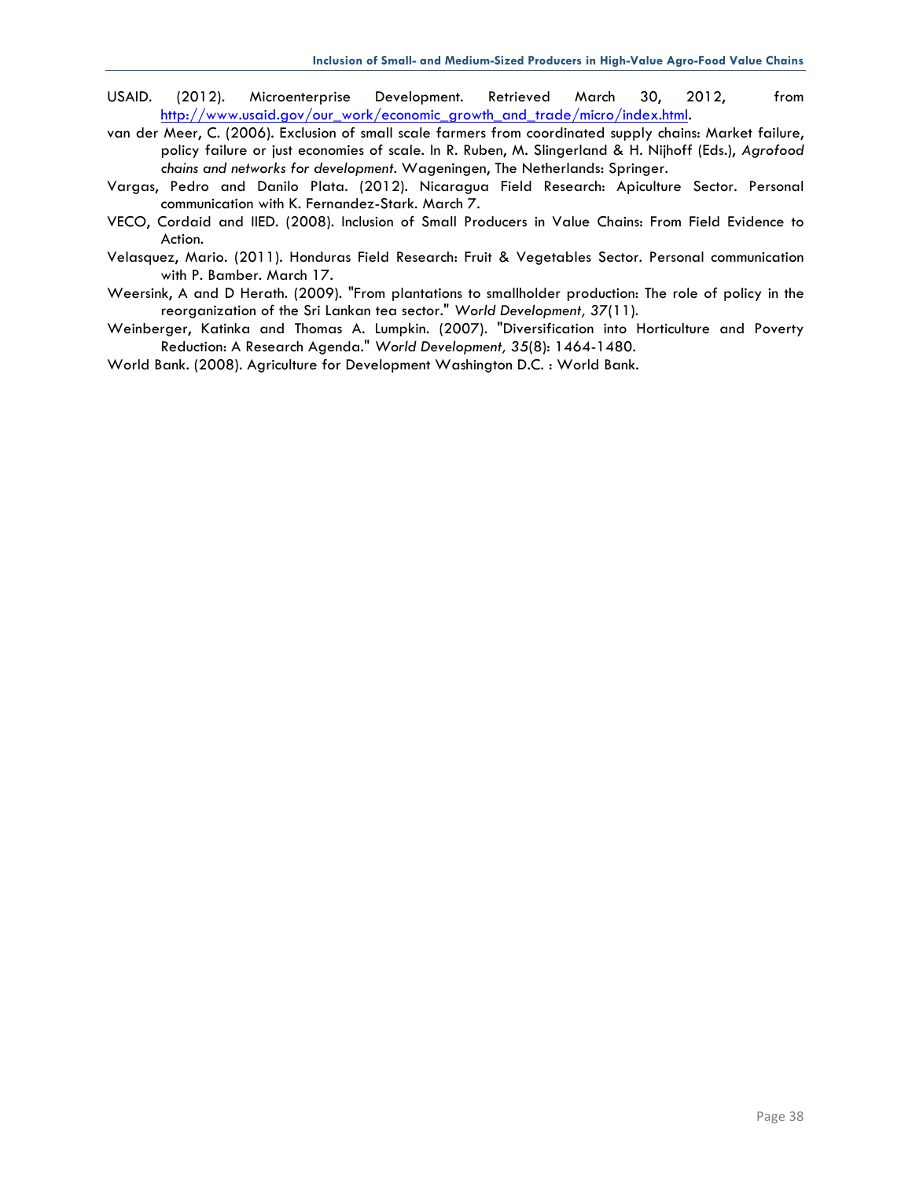USAID. (2012). Microenterprise Development. Retrieved March 30, 2012, from http://www.usaid.gov/our_work/economic_growth_and_trade/micro/index.html.

van der Meer, C. (2006). Exclusion of small scale farmers from coordinated supply chains: Market failure, policy failure or just economies of scale. In R. Ruben, M. Slingerland & H. Nijhoff (Eds.), *Agrofood chains and networks for development*. Wageningen, The Netherlands: Springer.

Vargas, Pedro and Danilo Plata. (2012). Nicaragua Field Research: Apiculture Sector. Personal communication with K. Fernandez-Stark. March 7.

VECO, Cordaid and IIED. (2008). Inclusion of Small Producers in Value Chains: From Field Evidence to Action.

Velasquez, Mario. (2011). Honduras Field Research: Fruit & Vegetables Sector. Personal communication with P. Bamber. March 17.

Weersink, A and D Herath. (2009). "From plantations to smallholder production: The role of policy in the reorganization of the Sri Lankan tea sector." *World Development, 37*(11).

Weinberger, Katinka and Thomas A. Lumpkin. (2007). "Diversification into Horticulture and Poverty Reduction: A Research Agenda." *World Development, 35*(8): 1464-1480.

World Bank. (2008). Agriculture for Development Washington D.C. : World Bank.